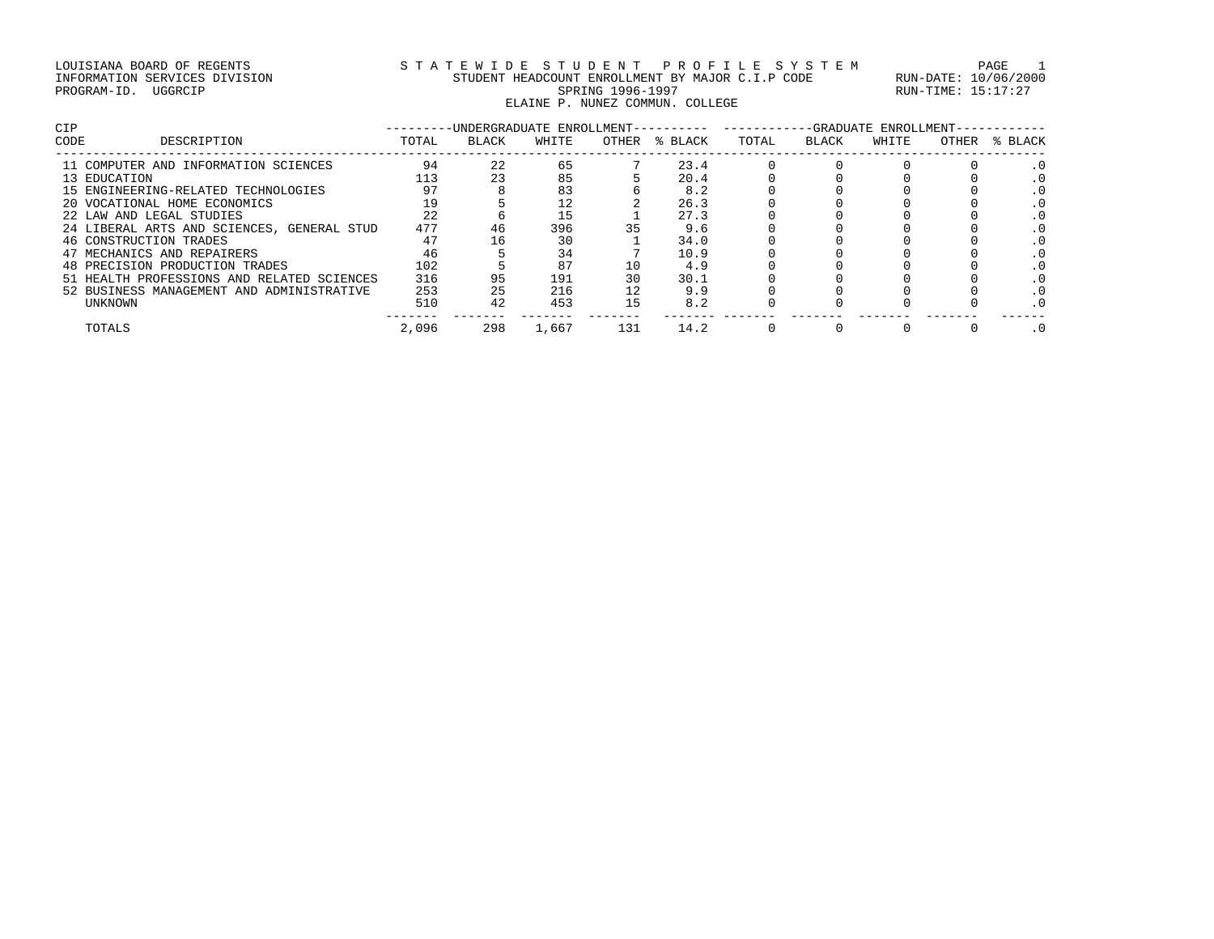LOUISIANA BOARD OF REGENTS
INFORMATION SERVICES DIVISION
PROGRAM-ID. UGGRCIP

STATEWIDE STUDENT PROFILE SYSTEM
STUDENT HEADCOUNT ENROLLMENT BY MAJOR C.I.P CODE
SPRING 1996-1997
ELAINE P. NUNEZ COMMUN. COLLEGE

RUN-DATE: 10/06/2000
RUN-TIME: 15:17:27

| CIP CODE | DESCRIPTION | UNDERGRADUATE ENROLLMENT TOTAL | BLACK | WHITE | OTHER | % BLACK | GRADUATE ENROLLMENT TOTAL | BLACK | WHITE | OTHER | % BLACK |
|---|---|---|---|---|---|---|---|---|---|---|---|
| 11 | COMPUTER AND INFORMATION SCIENCES | 94 | 22 | 65 | 7 | 23.4 | 0 | 0 | 0 | 0 | .0 |
| 13 | EDUCATION | 113 | 23 | 85 | 5 | 20.4 | 0 | 0 | 0 | 0 | .0 |
| 15 | ENGINEERING-RELATED TECHNOLOGIES | 97 | 8 | 83 | 6 | 8.2 | 0 | 0 | 0 | 0 | .0 |
| 20 | VOCATIONAL HOME ECONOMICS | 19 | 5 | 12 | 2 | 26.3 | 0 | 0 | 0 | 0 | .0 |
| 22 | LAW AND LEGAL STUDIES | 22 | 6 | 15 | 1 | 27.3 | 0 | 0 | 0 | 0 | .0 |
| 24 | LIBERAL ARTS AND SCIENCES, GENERAL STUD | 477 | 46 | 396 | 35 | 9.6 | 0 | 0 | 0 | 0 | .0 |
| 46 | CONSTRUCTION TRADES | 47 | 16 | 30 | 1 | 34.0 | 0 | 0 | 0 | 0 | .0 |
| 47 | MECHANICS AND REPAIRERS | 46 | 5 | 34 | 7 | 10.9 | 0 | 0 | 0 | 0 | .0 |
| 48 | PRECISION PRODUCTION TRADES | 102 | 5 | 87 | 10 | 4.9 | 0 | 0 | 0 | 0 | .0 |
| 51 | HEALTH PROFESSIONS AND RELATED SCIENCES | 316 | 95 | 191 | 30 | 30.1 | 0 | 0 | 0 | 0 | .0 |
| 52 | BUSINESS MANAGEMENT AND ADMINISTRATIVE | 253 | 25 | 216 | 12 | 9.9 | 0 | 0 | 0 | 0 | .0 |
| | UNKNOWN | 510 | 42 | 453 | 15 | 8.2 | 0 | 0 | 0 | 0 | .0 |
| | TOTALS | 2,096 | 298 | 1,667 | 131 | 14.2 | 0 | 0 | 0 | 0 | .0 |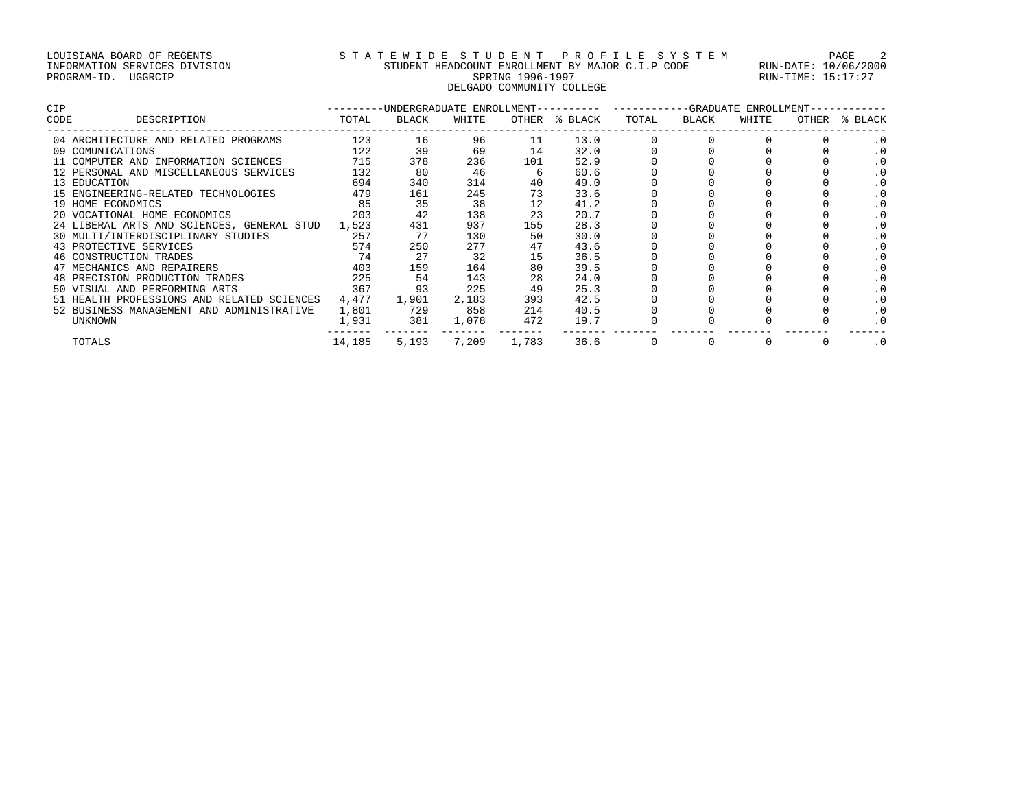LOUISIANA BOARD OF REGENTS
INFORMATION SERVICES DIVISION
PROGRAM-ID. UGGRCIP

STATEWIDE STUDENT PROFILE SYSTEM
STUDENT HEADCOUNT ENROLLMENT BY MAJOR C.I.P CODE
SPRING 1996-1997
DELGADO COMMUNITY COLLEGE

RUN-DATE: 10/06/2000
RUN-TIME: 15:17:27

| CIP CODE | DESCRIPTION | UNDERGRADUATE ENROLLMENT TOTAL | BLACK | WHITE | OTHER | % BLACK | GRADUATE ENROLLMENT TOTAL | BLACK | WHITE | OTHER | % BLACK |
|---|---|---|---|---|---|---|---|---|---|---|---|
| 04 | ARCHITECTURE AND RELATED PROGRAMS | 123 | 16 | 96 | 11 | 13.0 | 0 | 0 | 0 | 0 | .0 |
| 09 | COMUNICATIONS | 122 | 39 | 69 | 14 | 32.0 | 0 | 0 | 0 | 0 | .0 |
| 11 | COMPUTER AND INFORMATION SCIENCES | 715 | 378 | 236 | 101 | 52.9 | 0 | 0 | 0 | 0 | .0 |
| 12 | PERSONAL AND MISCELLANEOUS SERVICES | 132 | 80 | 46 | 6 | 60.6 | 0 | 0 | 0 | 0 | .0 |
| 13 | EDUCATION | 694 | 340 | 314 | 40 | 49.0 | 0 | 0 | 0 | 0 | .0 |
| 15 | ENGINEERING-RELATED TECHNOLOGIES | 479 | 161 | 245 | 73 | 33.6 | 0 | 0 | 0 | 0 | .0 |
| 19 | HOME ECONOMICS | 85 | 35 | 38 | 12 | 41.2 | 0 | 0 | 0 | 0 | .0 |
| 20 | VOCATIONAL HOME ECONOMICS | 203 | 42 | 138 | 23 | 20.7 | 0 | 0 | 0 | 0 | .0 |
| 24 | LIBERAL ARTS AND SCIENCES, GENERAL STUD | 1,523 | 431 | 937 | 155 | 28.3 | 0 | 0 | 0 | 0 | .0 |
| 30 | MULTI/INTERDISCIPLINARY STUDIES | 257 | 77 | 130 | 50 | 30.0 | 0 | 0 | 0 | 0 | .0 |
| 43 | PROTECTIVE SERVICES | 574 | 250 | 277 | 47 | 43.6 | 0 | 0 | 0 | 0 | .0 |
| 46 | CONSTRUCTION TRADES | 74 | 27 | 32 | 15 | 36.5 | 0 | 0 | 0 | 0 | .0 |
| 47 | MECHANICS AND REPAIRERS | 403 | 159 | 164 | 80 | 39.5 | 0 | 0 | 0 | 0 | .0 |
| 48 | PRECISION PRODUCTION TRADES | 225 | 54 | 143 | 28 | 24.0 | 0 | 0 | 0 | 0 | .0 |
| 50 | VISUAL AND PERFORMING ARTS | 367 | 93 | 225 | 49 | 25.3 | 0 | 0 | 0 | 0 | .0 |
| 51 | HEALTH PROFESSIONS AND RELATED SCIENCES | 4,477 | 1,901 | 2,183 | 393 | 42.5 | 0 | 0 | 0 | 0 | .0 |
| 52 | BUSINESS MANAGEMENT AND ADMINISTRATIVE | 1,801 | 729 | 858 | 214 | 40.5 | 0 | 0 | 0 | 0 | .0 |
| | UNKNOWN | 1,931 | 381 | 1,078 | 472 | 19.7 | 0 | 0 | 0 | 0 | .0 |
| | TOTALS | 14,185 | 5,193 | 7,209 | 1,783 | 36.6 | 0 | 0 | 0 | 0 | .0 |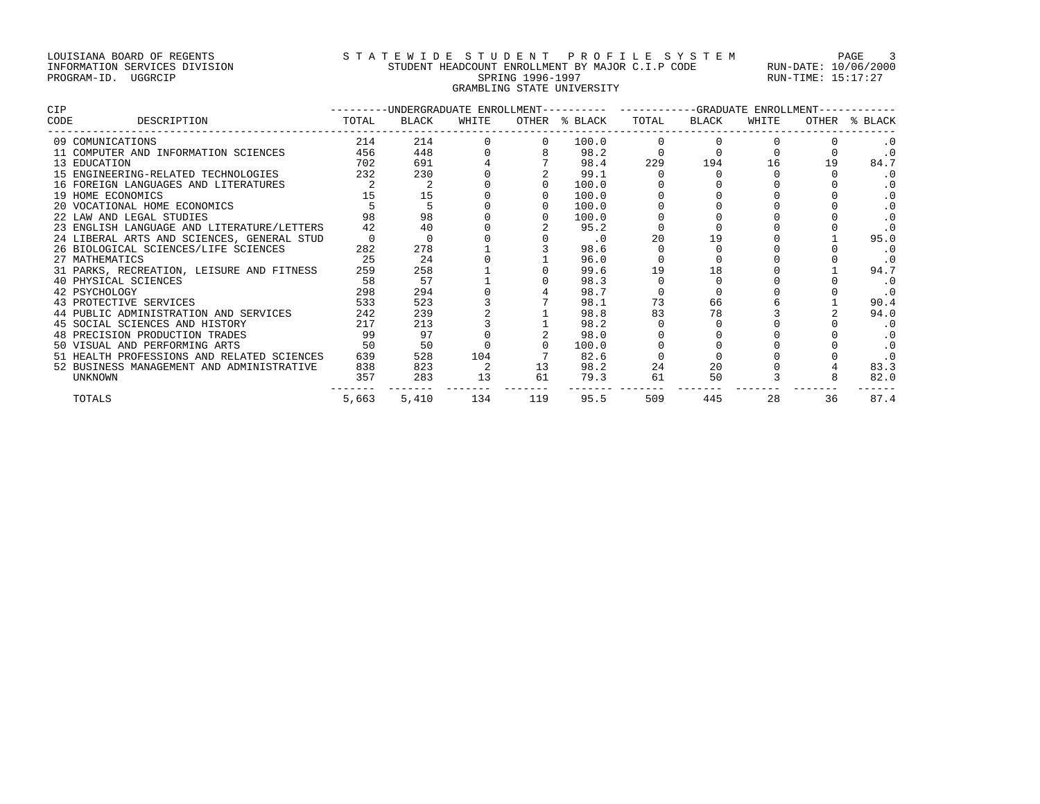LOUISIANA BOARD OF REGENTS
INFORMATION SERVICES DIVISION
PROGRAM-ID. UGGRCIP

S T A T E W I D E  S T U D E N T  P R O F I L E  S Y S T E M
STUDENT HEADCOUNT ENROLLMENT BY MAJOR C.I.P CODE
SPRING 1996-1997
GRAMBLING STATE UNIVERSITY

RUN-DATE: 10/06/2000
RUN-TIME: 15:17:27

| CIP CODE | DESCRIPTION | UNDERGRADUATE ENROLLMENT TOTAL | BLACK | WHITE | OTHER | % BLACK | GRADUATE ENROLLMENT TOTAL | BLACK | WHITE | OTHER | % BLACK |
|---|---|---|---|---|---|---|---|---|---|---|---|
| 09 | COMUNICATIONS | 214 | 214 | 0 | 0 | 100.0 | 0 | 0 | 0 | 0 | .0 |
| 11 | COMPUTER AND INFORMATION SCIENCES | 456 | 448 | 0 | 8 | 98.2 | 0 | 0 | 0 | 0 | .0 |
| 13 | EDUCATION | 702 | 691 | 4 | 7 | 98.4 | 229 | 194 | 16 | 19 | 84.7 |
| 15 | ENGINEERING-RELATED TECHNOLOGIES | 232 | 230 | 0 | 2 | 99.1 | 0 | 0 | 0 | 0 | .0 |
| 16 | FOREIGN LANGUAGES AND LITERATURES | 2 | 2 | 0 | 0 | 100.0 | 0 | 0 | 0 | 0 | .0 |
| 19 | HOME ECONOMICS | 15 | 15 | 0 | 0 | 100.0 | 0 | 0 | 0 | 0 | .0 |
| 20 | VOCATIONAL HOME ECONOMICS | 5 | 5 | 0 | 0 | 100.0 | 0 | 0 | 0 | 0 | .0 |
| 22 | LAW AND LEGAL STUDIES | 98 | 98 | 0 | 0 | 100.0 | 0 | 0 | 0 | 0 | .0 |
| 23 | ENGLISH LANGUAGE AND LITERATURE/LETTERS | 42 | 40 | 0 | 2 | 95.2 | 0 | 0 | 0 | 0 | .0 |
| 24 | LIBERAL ARTS AND SCIENCES, GENERAL STUD | 0 | 0 | 0 | 0 | .0 | 20 | 19 | 0 | 1 | 95.0 |
| 26 | BIOLOGICAL SCIENCES/LIFE SCIENCES | 282 | 278 | 1 | 3 | 98.6 | 0 | 0 | 0 | 0 | .0 |
| 27 | MATHEMATICS | 25 | 24 | 0 | 1 | 96.0 | 0 | 0 | 0 | 0 | .0 |
| 31 | PARKS, RECREATION, LEISURE AND FITNESS | 259 | 258 | 1 | 0 | 99.6 | 19 | 18 | 0 | 1 | 94.7 |
| 40 | PHYSICAL SCIENCES | 58 | 57 | 1 | 0 | 98.3 | 0 | 0 | 0 | 0 | .0 |
| 42 | PSYCHOLOGY | 298 | 294 | 0 | 4 | 98.7 | 0 | 0 | 0 | 0 | .0 |
| 43 | PROTECTIVE SERVICES | 533 | 523 | 3 | 7 | 98.1 | 73 | 66 | 6 | 1 | 90.4 |
| 44 | PUBLIC ADMINISTRATION AND SERVICES | 242 | 239 | 2 | 1 | 98.8 | 83 | 78 | 3 | 2 | 94.0 |
| 45 | SOCIAL SCIENCES AND HISTORY | 217 | 213 | 3 | 1 | 98.2 | 0 | 0 | 0 | 0 | .0 |
| 48 | PRECISION PRODUCTION TRADES | 99 | 97 | 0 | 2 | 98.0 | 0 | 0 | 0 | 0 | .0 |
| 50 | VISUAL AND PERFORMING ARTS | 50 | 50 | 0 | 0 | 100.0 | 0 | 0 | 0 | 0 | .0 |
| 51 | HEALTH PROFESSIONS AND RELATED SCIENCES | 639 | 528 | 104 | 7 | 82.6 | 0 | 0 | 0 | 0 | .0 |
| 52 | BUSINESS MANAGEMENT AND ADMINISTRATIVE | 838 | 823 | 2 | 13 | 98.2 | 24 | 20 | 0 | 4 | 83.3 |
| | UNKNOWN | 357 | 283 | 13 | 61 | 79.3 | 61 | 50 | 3 | 8 | 82.0 |
| | TOTALS | 5,663 | 5,410 | 134 | 119 | 95.5 | 509 | 445 | 28 | 36 | 87.4 |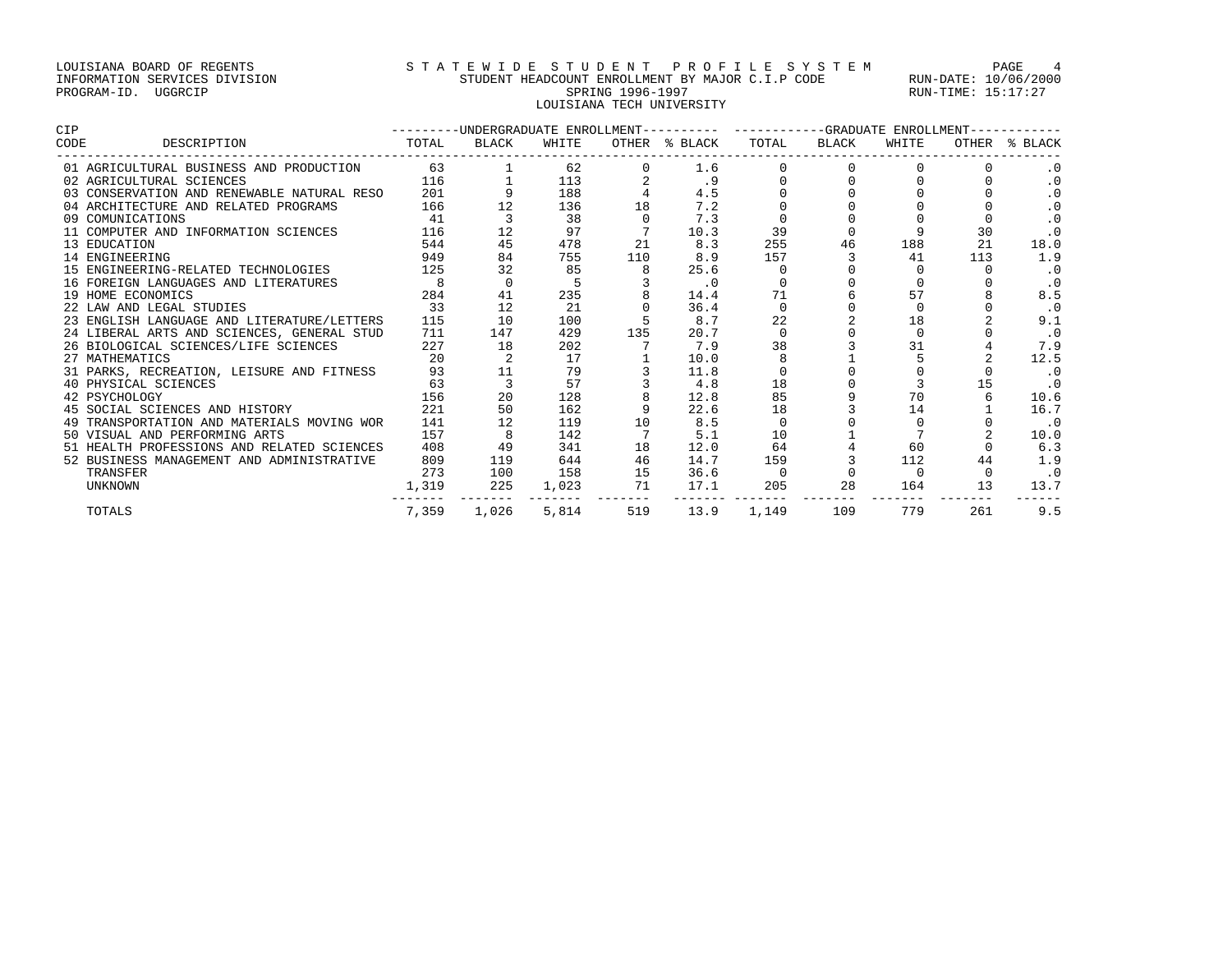LOUISIANA BOARD OF REGENTS
INFORMATION SERVICES DIVISION
PROGRAM-ID. UGGRCIP

# STATEWIDE STUDENT PROFILE SYSTEM

STUDENT HEADCOUNT ENROLLMENT BY MAJOR C.I.P CODE
SPRING 1996-1997
LOUISIANA TECH UNIVERSITY

RUN-DATE: 10/06/2000
RUN-TIME: 15:17:27

| CIP CODE | DESCRIPTION | UNDERGRADUATE ENROLLMENT TOTAL | BLACK | WHITE | OTHER | % BLACK | GRADUATE ENROLLMENT TOTAL | BLACK | WHITE | OTHER | % BLACK |
|---|---|---|---|---|---|---|---|---|---|---|---|
| 01 | AGRICULTURAL BUSINESS AND PRODUCTION | 63 | 1 | 62 | 0 | 1.6 | 0 | 0 | 0 | 0 | .0 |
| 02 | AGRICULTURAL SCIENCES | 116 | 1 | 113 | 2 | .9 | 0 | 0 | 0 | 0 | .0 |
| 03 | CONSERVATION AND RENEWABLE NATURAL RESO | 201 | 9 | 188 | 4 | 4.5 | 0 | 0 | 0 | 0 | .0 |
| 04 | ARCHITECTURE AND RELATED PROGRAMS | 166 | 12 | 136 | 18 | 7.2 | 0 | 0 | 0 | 0 | .0 |
| 09 | COMUNICATIONS | 41 | 3 | 38 | 0 | 7.3 | 0 | 0 | 0 | 0 | .0 |
| 11 | COMPUTER AND INFORMATION SCIENCES | 116 | 12 | 97 | 7 | 10.3 | 39 | 0 | 9 | 30 | .0 |
| 13 | EDUCATION | 544 | 45 | 478 | 21 | 8.3 | 255 | 46 | 188 | 21 | 18.0 |
| 14 | ENGINEERING | 949 | 84 | 755 | 110 | 8.9 | 157 | 3 | 41 | 113 | 1.9 |
| 15 | ENGINEERING-RELATED TECHNOLOGIES | 125 | 32 | 85 | 8 | 25.6 | 0 | 0 | 0 | 0 | .0 |
| 16 | FOREIGN LANGUAGES AND LITERATURES | 8 | 0 | 5 | 3 | .0 | 0 | 0 | 0 | 0 | .0 |
| 19 | HOME ECONOMICS | 284 | 41 | 235 | 8 | 14.4 | 71 | 6 | 57 | 8 | 8.5 |
| 22 | LAW AND LEGAL STUDIES | 33 | 12 | 21 | 0 | 36.4 | 0 | 0 | 0 | 0 | .0 |
| 23 | ENGLISH LANGUAGE AND LITERATURE/LETTERS | 115 | 10 | 100 | 5 | 8.7 | 22 | 2 | 18 | 2 | 9.1 |
| 24 | LIBERAL ARTS AND SCIENCES, GENERAL STUD | 711 | 147 | 429 | 135 | 20.7 | 0 | 0 | 0 | 0 | .0 |
| 26 | BIOLOGICAL SCIENCES/LIFE SCIENCES | 227 | 18 | 202 | 7 | 7.9 | 38 | 3 | 31 | 4 | 7.9 |
| 27 | MATHEMATICS | 20 | 2 | 17 | 1 | 10.0 | 8 | 1 | 5 | 2 | 12.5 |
| 31 | PARKS, RECREATION, LEISURE AND FITNESS | 93 | 11 | 79 | 3 | 11.8 | 0 | 0 | 0 | 0 | .0 |
| 40 | PHYSICAL SCIENCES | 63 | 3 | 57 | 3 | 4.8 | 18 | 0 | 3 | 15 | .0 |
| 42 | PSYCHOLOGY | 156 | 20 | 128 | 8 | 12.8 | 85 | 9 | 70 | 6 | 10.6 |
| 45 | SOCIAL SCIENCES AND HISTORY | 221 | 50 | 162 | 9 | 22.6 | 18 | 3 | 14 | 1 | 16.7 |
| 49 | TRANSPORTATION AND MATERIALS MOVING WOR | 141 | 12 | 119 | 10 | 8.5 | 0 | 0 | 0 | 0 | .0 |
| 50 | VISUAL AND PERFORMING ARTS | 157 | 8 | 142 | 7 | 5.1 | 10 | 1 | 7 | 2 | 10.0 |
| 51 | HEALTH PROFESSIONS AND RELATED SCIENCES | 408 | 49 | 341 | 18 | 12.0 | 64 | 4 | 60 | 0 | 6.3 |
| 52 | BUSINESS MANAGEMENT AND ADMINISTRATIVE | 809 | 119 | 644 | 46 | 14.7 | 159 | 3 | 112 | 44 | 1.9 |
| | TRANSFER | 273 | 100 | 158 | 15 | 36.6 | 0 | 0 | 0 | 0 | .0 |
| | UNKNOWN | 1,319 | 225 | 1,023 | 71 | 17.1 | 205 | 28 | 164 | 13 | 13.7 |
| | TOTALS | 7,359 | 1,026 | 5,814 | 519 | 13.9 | 1,149 | 109 | 779 | 261 | 9.5 |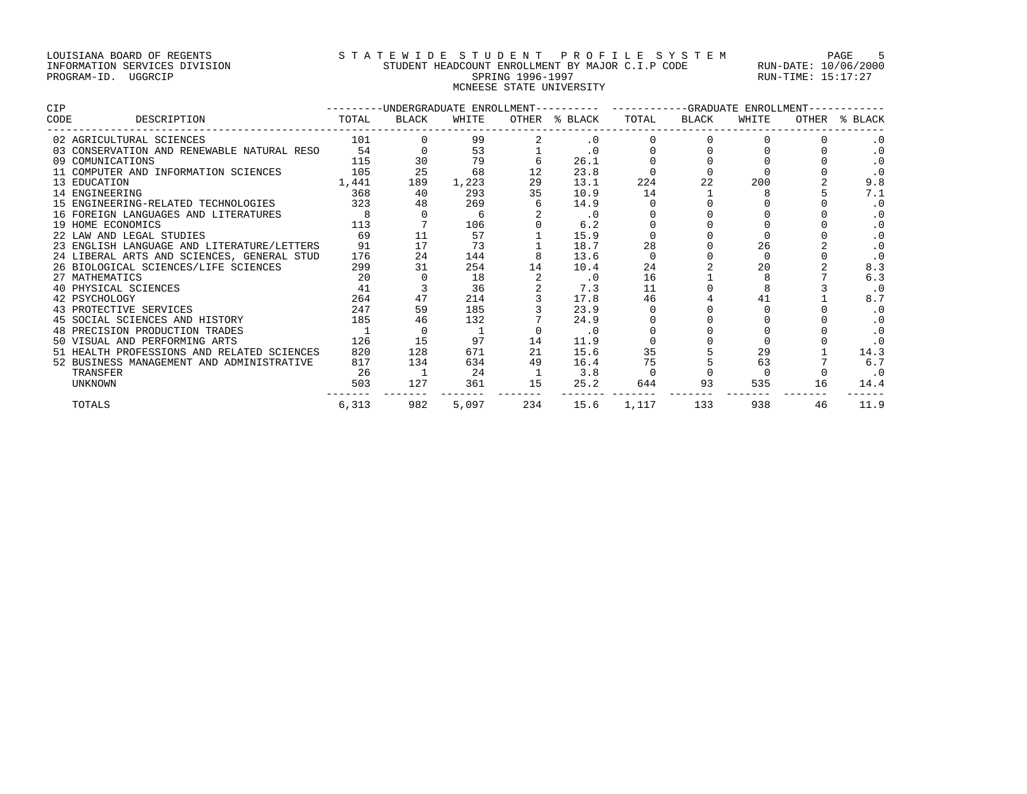LOUISIANA BOARD OF REGENTS
INFORMATION SERVICES DIVISION
PROGRAM-ID. UGGRCIP

STATEWIDE STUDENT PROFILE SYSTEM
STUDENT HEADCOUNT ENROLLMENT BY MAJOR C.I.P CODE
SPRING 1996-1997
MCNEESE STATE UNIVERSITY

RUN-DATE: 10/06/2000
RUN-TIME: 15:17:27

| CIP CODE | DESCRIPTION | UNDERGRADUATE ENROLLMENT | | | | | GRADUATE ENROLLMENT | | | | |
|---|---|---|---|---|---|---|---|---|---|---|---|
| | | TOTAL | BLACK | WHITE | OTHER | % BLACK | TOTAL | BLACK | WHITE | OTHER | % BLACK |
| 02 | AGRICULTURAL SCIENCES | 101 | 0 | 99 | 2 | .0 | 0 | 0 | 0 | 0 | .0 |
| 03 | CONSERVATION AND RENEWABLE NATURAL RESO | 54 | 0 | 53 | 1 | .0 | 0 | 0 | 0 | 0 | .0 |
| 09 | COMUNICATIONS | 115 | 30 | 79 | 6 | 26.1 | 0 | 0 | 0 | 0 | .0 |
| 11 | COMPUTER AND INFORMATION SCIENCES | 105 | 25 | 68 | 12 | 23.8 | 0 | 0 | 0 | 0 | .0 |
| 13 | EDUCATION | 1,441 | 189 | 1,223 | 29 | 13.1 | 224 | 22 | 200 | 2 | 9.8 |
| 14 | ENGINEERING | 368 | 40 | 293 | 35 | 10.9 | 14 | 1 | 8 | 5 | 7.1 |
| 15 | ENGINEERING-RELATED TECHNOLOGIES | 323 | 48 | 269 | 6 | 14.9 | 0 | 0 | 0 | 0 | .0 |
| 16 | FOREIGN LANGUAGES AND LITERATURES | 8 | 0 | 6 | 2 | .0 | 0 | 0 | 0 | 0 | .0 |
| 19 | HOME ECONOMICS | 113 | 7 | 106 | 0 | 6.2 | 0 | 0 | 0 | 0 | .0 |
| 22 | LAW AND LEGAL STUDIES | 69 | 11 | 57 | 1 | 15.9 | 0 | 0 | 0 | 0 | .0 |
| 23 | ENGLISH LANGUAGE AND LITERATURE/LETTERS | 91 | 17 | 73 | 1 | 18.7 | 28 | 0 | 26 | 2 | .0 |
| 24 | LIBERAL ARTS AND SCIENCES, GENERAL STUD | 176 | 24 | 144 | 8 | 13.6 | 0 | 0 | 0 | 0 | .0 |
| 26 | BIOLOGICAL SCIENCES/LIFE SCIENCES | 299 | 31 | 254 | 14 | 10.4 | 24 | 2 | 20 | 2 | 8.3 |
| 27 | MATHEMATICS | 20 | 0 | 18 | 2 | .0 | 16 | 1 | 8 | 7 | 6.3 |
| 40 | PHYSICAL SCIENCES | 41 | 3 | 36 | 2 | 7.3 | 11 | 0 | 8 | 3 | .0 |
| 42 | PSYCHOLOGY | 264 | 47 | 214 | 3 | 17.8 | 46 | 4 | 41 | 1 | 8.7 |
| 43 | PROTECTIVE SERVICES | 247 | 59 | 185 | 3 | 23.9 | 0 | 0 | 0 | 0 | .0 |
| 45 | SOCIAL SCIENCES AND HISTORY | 185 | 46 | 132 | 7 | 24.9 | 0 | 0 | 0 | 0 | .0 |
| 48 | PRECISION PRODUCTION TRADES | 1 | 0 | 1 | 0 | .0 | 0 | 0 | 0 | 0 | .0 |
| 50 | VISUAL AND PERFORMING ARTS | 126 | 15 | 97 | 14 | 11.9 | 0 | 0 | 0 | 0 | .0 |
| 51 | HEALTH PROFESSIONS AND RELATED SCIENCES | 820 | 128 | 671 | 21 | 15.6 | 35 | 5 | 29 | 1 | 14.3 |
| 52 | BUSINESS MANAGEMENT AND ADMINISTRATIVE | 817 | 134 | 634 | 49 | 16.4 | 75 | 5 | 63 | 7 | 6.7 |
| | TRANSFER | 26 | 1 | 24 | 1 | 3.8 | 0 | 0 | 0 | 0 | .0 |
| | UNKNOWN | 503 | 127 | 361 | 15 | 25.2 | 644 | 93 | 535 | 16 | 14.4 |
| | TOTALS | 6,313 | 982 | 5,097 | 234 | 15.6 | 1,117 | 133 | 938 | 46 | 11.9 |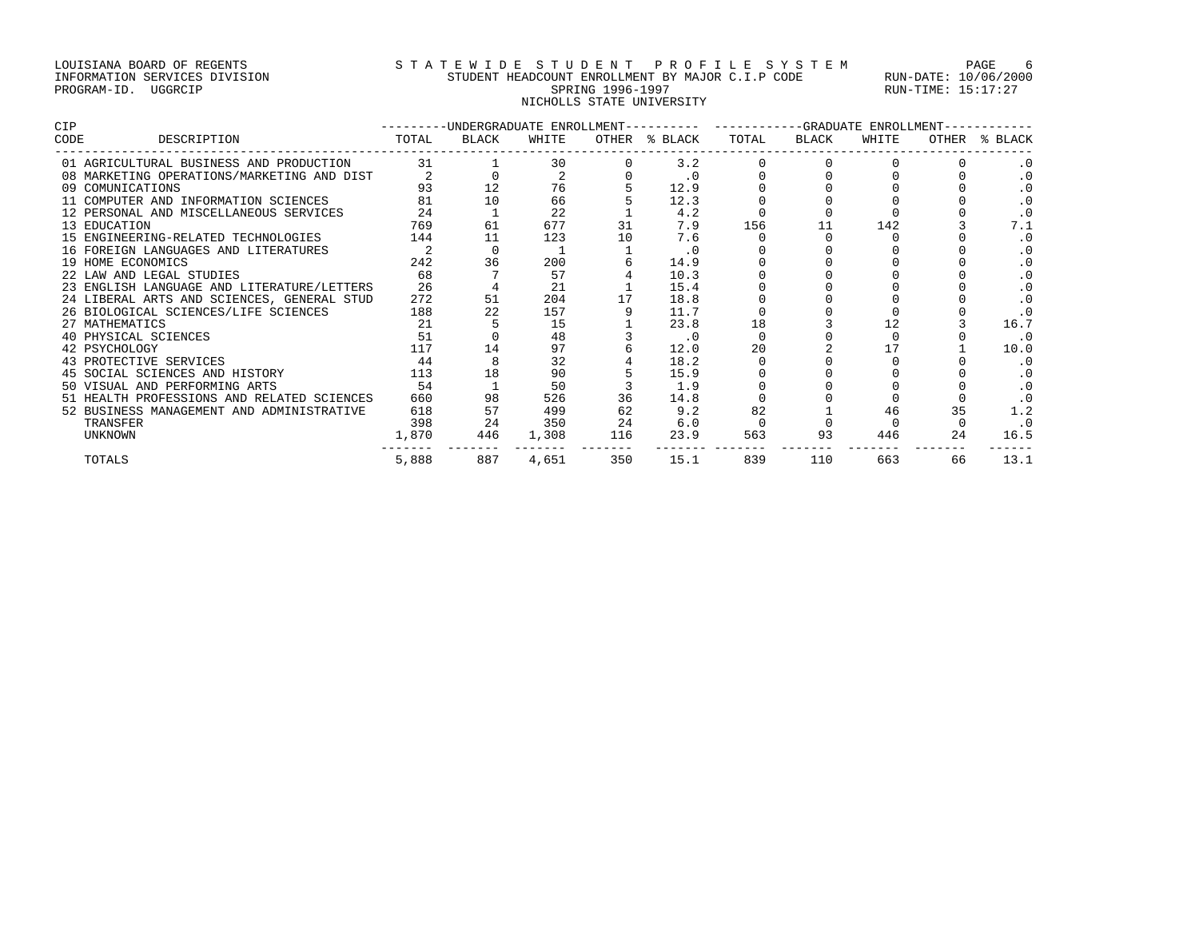LOUISIANA BOARD OF REGENTS
INFORMATION SERVICES DIVISION
PROGRAM-ID. UGGRCIP

STATEWIDE STUDENT PROFILE SYSTEM
STUDENT HEADCOUNT ENROLLMENT BY MAJOR C.I.P CODE
SPRING 1996-1997
NICHOLLS STATE UNIVERSITY

RUN-DATE: 10/06/2000
RUN-TIME: 15:17:27

| CIP CODE | DESCRIPTION | UNDERGRADUATE ENROLLMENT TOTAL | BLACK | WHITE | OTHER | % BLACK | GRADUATE ENROLLMENT TOTAL | BLACK | WHITE | OTHER | % BLACK |
|---|---|---|---|---|---|---|---|---|---|---|---|
| 01 | AGRICULTURAL BUSINESS AND PRODUCTION | 31 | 1 | 30 | 0 | 3.2 | 0 | 0 | 0 | 0 | .0 |
| 08 | MARKETING OPERATIONS/MARKETING AND DIST | 2 | 0 | 2 | 0 | .0 | 0 | 0 | 0 | 0 | .0 |
| 09 | COMUNICATIONS | 93 | 12 | 76 | 5 | 12.9 | 0 | 0 | 0 | 0 | .0 |
| 11 | COMPUTER AND INFORMATION SCIENCES | 81 | 10 | 66 | 5 | 12.3 | 0 | 0 | 0 | 0 | .0 |
| 12 | PERSONAL AND MISCELLANEOUS SERVICES | 24 | 1 | 22 | 1 | 4.2 | 0 | 0 | 0 | 0 | .0 |
| 13 | EDUCATION | 769 | 61 | 677 | 31 | 7.9 | 156 | 11 | 142 | 3 | 7.1 |
| 15 | ENGINEERING-RELATED TECHNOLOGIES | 144 | 11 | 123 | 10 | 7.6 | 0 | 0 | 0 | 0 | .0 |
| 16 | FOREIGN LANGUAGES AND LITERATURES | 2 | 0 | 1 | 1 | .0 | 0 | 0 | 0 | 0 | .0 |
| 19 | HOME ECONOMICS | 242 | 36 | 200 | 6 | 14.9 | 0 | 0 | 0 | 0 | .0 |
| 22 | LAW AND LEGAL STUDIES | 68 | 7 | 57 | 4 | 10.3 | 0 | 0 | 0 | 0 | .0 |
| 23 | ENGLISH LANGUAGE AND LITERATURE/LETTERS | 26 | 4 | 21 | 1 | 15.4 | 0 | 0 | 0 | 0 | .0 |
| 24 | LIBERAL ARTS AND SCIENCES, GENERAL STUD | 272 | 51 | 204 | 17 | 18.8 | 0 | 0 | 0 | 0 | .0 |
| 26 | BIOLOGICAL SCIENCES/LIFE SCIENCES | 188 | 22 | 157 | 9 | 11.7 | 0 | 0 | 0 | 0 | .0 |
| 27 | MATHEMATICS | 21 | 5 | 15 | 1 | 23.8 | 18 | 3 | 12 | 3 | 16.7 |
| 40 | PHYSICAL SCIENCES | 51 | 0 | 48 | 3 | .0 | 0 | 0 | 0 | 0 | .0 |
| 42 | PSYCHOLOGY | 117 | 14 | 97 | 6 | 12.0 | 20 | 2 | 17 | 1 | 10.0 |
| 43 | PROTECTIVE SERVICES | 44 | 8 | 32 | 4 | 18.2 | 0 | 0 | 0 | 0 | .0 |
| 45 | SOCIAL SCIENCES AND HISTORY | 113 | 18 | 90 | 5 | 15.9 | 0 | 0 | 0 | 0 | .0 |
| 50 | VISUAL AND PERFORMING ARTS | 54 | 1 | 50 | 3 | 1.9 | 0 | 0 | 0 | 0 | .0 |
| 51 | HEALTH PROFESSIONS AND RELATED SCIENCES | 660 | 98 | 526 | 36 | 14.8 | 0 | 0 | 0 | 0 | .0 |
| 52 | BUSINESS MANAGEMENT AND ADMINISTRATIVE | 618 | 57 | 499 | 62 | 9.2 | 82 | 1 | 46 | 35 | 1.2 |
| | TRANSFER | 398 | 24 | 350 | 24 | 6.0 | 0 | 0 | 0 | 0 | .0 |
| | UNKNOWN | 1,870 | 446 | 1,308 | 116 | 23.9 | 563 | 93 | 446 | 24 | 16.5 |
| | TOTALS | 5,888 | 887 | 4,651 | 350 | 15.1 | 839 | 110 | 663 | 66 | 13.1 |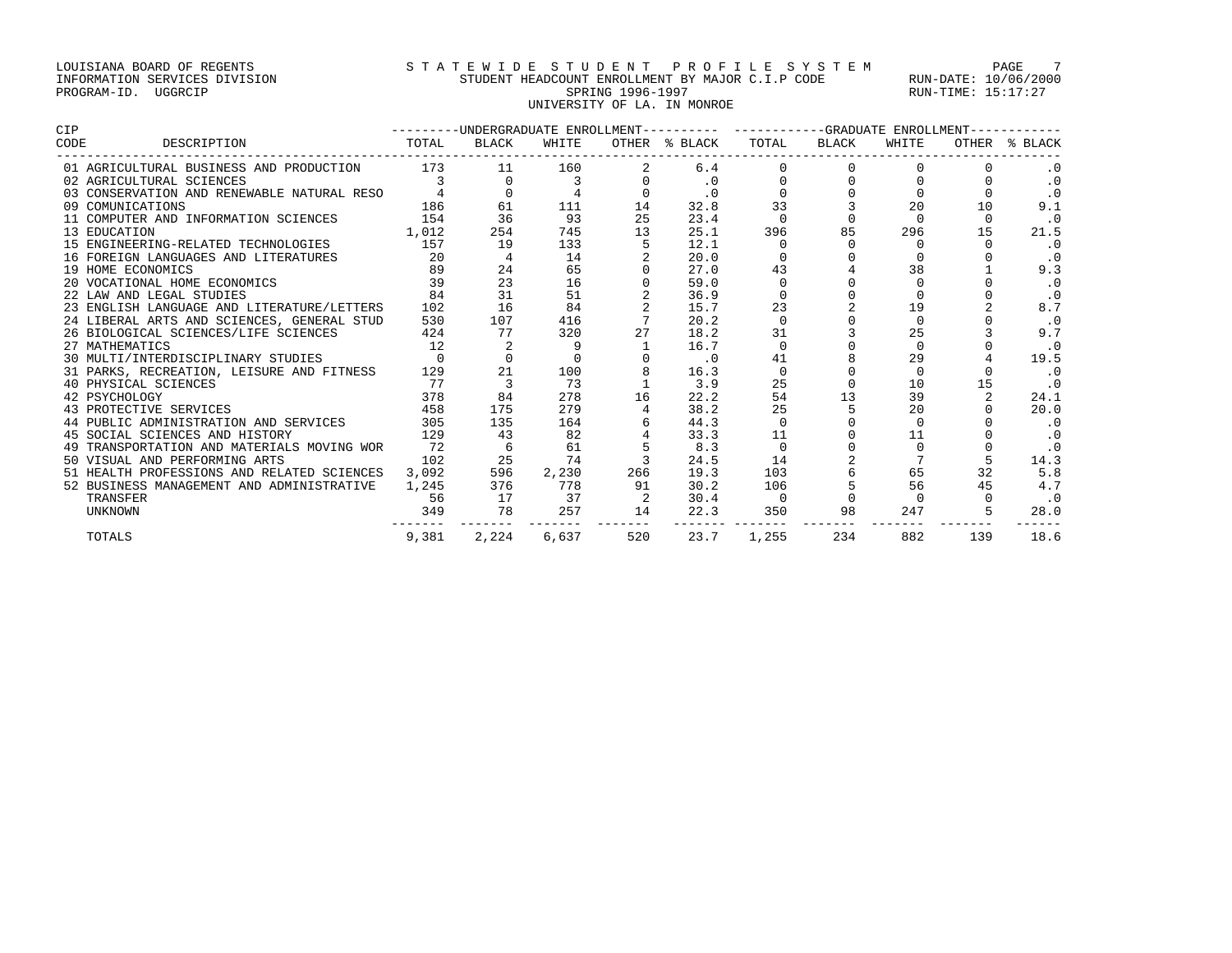LOUISIANA BOARD OF REGENTS
INFORMATION SERVICES DIVISION
PROGRAM-ID. UGGRCIP

STATEWIDE STUDENT PROFILE SYSTEM
STUDENT HEADCOUNT ENROLLMENT BY MAJOR C.I.P CODE
SPRING 1996-1997
UNIVERSITY OF LA. IN MONROE

RUN-DATE: 10/06/2000
RUN-TIME: 15:17:27

| CIP CODE | DESCRIPTION | UNDERGRADUATE ENROLLMENT TOTAL | BLACK | WHITE | OTHER | % BLACK | GRADUATE ENROLLMENT TOTAL | BLACK | WHITE | OTHER | % BLACK |
|---|---|---|---|---|---|---|---|---|---|---|---|
| 01 | AGRICULTURAL BUSINESS AND PRODUCTION | 173 | 11 | 160 | 2 | 6.4 | 0 | 0 | 0 | 0 | .0 |
| 02 | AGRICULTURAL SCIENCES | 3 | 0 | 3 | 0 | .0 | 0 | 0 | 0 | 0 | .0 |
| 03 | CONSERVATION AND RENEWABLE NATURAL RESO | 4 | 0 | 4 | 0 | .0 | 0 | 0 | 0 | 0 | .0 |
| 09 | COMUNICATIONS | 186 | 61 | 111 | 14 | 32.8 | 33 | 3 | 20 | 10 | 9.1 |
| 11 | COMPUTER AND INFORMATION SCIENCES | 154 | 36 | 93 | 25 | 23.4 | 0 | 0 | 0 | 0 | .0 |
| 13 | EDUCATION | 1,012 | 254 | 745 | 13 | 25.1 | 396 | 85 | 296 | 15 | 21.5 |
| 15 | ENGINEERING-RELATED TECHNOLOGIES | 157 | 19 | 133 | 5 | 12.1 | 0 | 0 | 0 | 0 | .0 |
| 16 | FOREIGN LANGUAGES AND LITERATURES | 20 | 4 | 14 | 2 | 20.0 | 0 | 0 | 0 | 0 | .0 |
| 19 | HOME ECONOMICS | 89 | 24 | 65 | 0 | 27.0 | 43 | 4 | 38 | 1 | 9.3 |
| 20 | VOCATIONAL HOME ECONOMICS | 39 | 23 | 16 | 0 | 59.0 | 0 | 0 | 0 | 0 | .0 |
| 22 | LAW AND LEGAL STUDIES | 84 | 31 | 51 | 2 | 36.9 | 0 | 0 | 0 | 0 | .0 |
| 23 | ENGLISH LANGUAGE AND LITERATURE/LETTERS | 102 | 16 | 84 | 2 | 15.7 | 23 | 2 | 19 | 2 | 8.7 |
| 24 | LIBERAL ARTS AND SCIENCES, GENERAL STUD | 530 | 107 | 416 | 7 | 20.2 | 0 | 0 | 0 | 0 | .0 |
| 26 | BIOLOGICAL SCIENCES/LIFE SCIENCES | 424 | 77 | 320 | 27 | 18.2 | 31 | 3 | 25 | 3 | 9.7 |
| 27 | MATHEMATICS | 12 | 2 | 9 | 1 | 16.7 | 0 | 0 | 0 | 0 | .0 |
| 30 | MULTI/INTERDISCIPLINARY STUDIES | 0 | 0 | 0 | 0 | .0 | 41 | 8 | 29 | 4 | 19.5 |
| 31 | PARKS, RECREATION, LEISURE AND FITNESS | 129 | 21 | 100 | 8 | 16.3 | 0 | 0 | 0 | 0 | .0 |
| 40 | PHYSICAL SCIENCES | 77 | 3 | 73 | 1 | 3.9 | 25 | 0 | 10 | 15 | .0 |
| 42 | PSYCHOLOGY | 378 | 84 | 278 | 16 | 22.2 | 54 | 13 | 39 | 2 | 24.1 |
| 43 | PROTECTIVE SERVICES | 458 | 175 | 279 | 4 | 38.2 | 25 | 5 | 20 | 0 | 20.0 |
| 44 | PUBLIC ADMINISTRATION AND SERVICES | 305 | 135 | 164 | 6 | 44.3 | 0 | 0 | 0 | 0 | .0 |
| 45 | SOCIAL SCIENCES AND HISTORY | 129 | 43 | 82 | 4 | 33.3 | 11 | 0 | 11 | 0 | .0 |
| 49 | TRANSPORTATION AND MATERIALS MOVING WOR | 72 | 6 | 61 | 5 | 8.3 | 0 | 0 | 0 | 0 | .0 |
| 50 | VISUAL AND PERFORMING ARTS | 102 | 25 | 74 | 3 | 24.5 | 14 | 2 | 7 | 5 | 14.3 |
| 51 | HEALTH PROFESSIONS AND RELATED SCIENCES | 3,092 | 596 | 2,230 | 266 | 19.3 | 103 | 6 | 65 | 32 | 5.8 |
| 52 | BUSINESS MANAGEMENT AND ADMINISTRATIVE | 1,245 | 376 | 778 | 91 | 30.2 | 106 | 5 | 56 | 45 | 4.7 |
| | TRANSFER | 56 | 17 | 37 | 2 | 30.4 | 0 | 0 | 0 | 0 | .0 |
| | UNKNOWN | 349 | 78 | 257 | 14 | 22.3 | 350 | 98 | 247 | 5 | 28.0 |
| | TOTALS | 9,381 | 2,224 | 6,637 | 520 | 23.7 | 1,255 | 234 | 882 | 139 | 18.6 |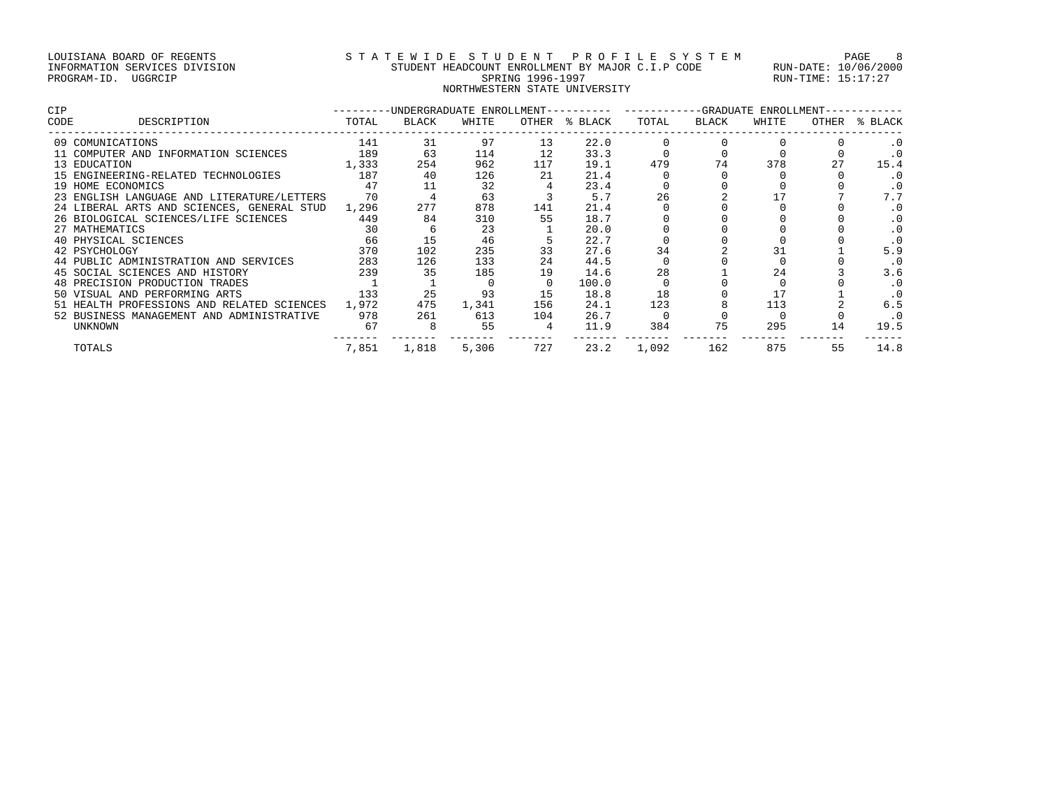LOUISIANA BOARD OF REGENTS
INFORMATION SERVICES DIVISION
PROGRAM-ID. UGGRCIP

# STATEWIDE STUDENT PROFILE SYSTEM

STUDENT HEADCOUNT ENROLLMENT BY MAJOR C.I.P CODE
SPRING 1996-1997
NORTHWESTERN STATE UNIVERSITY

RUN-DATE: 10/06/2000
RUN-TIME: 15:17:27

| CIP CODE | DESCRIPTION | UNDERGRADUATE ENROLLMENT TOTAL | BLACK | WHITE | OTHER | % BLACK | GRADUATE ENROLLMENT TOTAL | BLACK | WHITE | OTHER | % BLACK |
|---|---|---|---|---|---|---|---|---|---|---|---|
| 09 | COMUNICATIONS | 141 | 31 | 97 | 13 | 22.0 | 0 | 0 | 0 | 0 | .0 |
| 11 | COMPUTER AND INFORMATION SCIENCES | 189 | 63 | 114 | 12 | 33.3 | 0 | 0 | 0 | 0 | .0 |
| 13 | EDUCATION | 1,333 | 254 | 962 | 117 | 19.1 | 479 | 74 | 378 | 27 | 15.4 |
| 15 | ENGINEERING-RELATED TECHNOLOGIES | 187 | 40 | 126 | 21 | 21.4 | 0 | 0 | 0 | 0 | .0 |
| 19 | HOME ECONOMICS | 47 | 11 | 32 | 4 | 23.4 | 0 | 0 | 0 | 0 | .0 |
| 23 | ENGLISH LANGUAGE AND LITERATURE/LETTERS | 70 | 4 | 63 | 3 | 5.7 | 26 | 2 | 17 | 7 | 7.7 |
| 24 | LIBERAL ARTS AND SCIENCES, GENERAL STUD | 1,296 | 277 | 878 | 141 | 21.4 | 0 | 0 | 0 | 0 | .0 |
| 26 | BIOLOGICAL SCIENCES/LIFE SCIENCES | 449 | 84 | 310 | 55 | 18.7 | 0 | 0 | 0 | 0 | .0 |
| 27 | MATHEMATICS | 30 | 6 | 23 | 1 | 20.0 | 0 | 0 | 0 | 0 | .0 |
| 40 | PHYSICAL SCIENCES | 66 | 15 | 46 | 5 | 22.7 | 0 | 0 | 0 | 0 | .0 |
| 42 | PSYCHOLOGY | 370 | 102 | 235 | 33 | 27.6 | 34 | 2 | 31 | 1 | 5.9 |
| 44 | PUBLIC ADMINISTRATION AND SERVICES | 283 | 126 | 133 | 24 | 44.5 | 0 | 0 | 0 | 0 | .0 |
| 45 | SOCIAL SCIENCES AND HISTORY | 239 | 35 | 185 | 19 | 14.6 | 28 | 1 | 24 | 3 | 3.6 |
| 48 | PRECISION PRODUCTION TRADES | 1 | 1 | 0 | 0 | 100.0 | 0 | 0 | 0 | 0 | .0 |
| 50 | VISUAL AND PERFORMING ARTS | 133 | 25 | 93 | 15 | 18.8 | 18 | 0 | 17 | 1 | .0 |
| 51 | HEALTH PROFESSIONS AND RELATED SCIENCES | 1,972 | 475 | 1,341 | 156 | 24.1 | 123 | 8 | 113 | 2 | 6.5 |
| 52 | BUSINESS MANAGEMENT AND ADMINISTRATIVE | 978 | 261 | 613 | 104 | 26.7 | 0 | 0 | 0 | 0 | .0 |
| | UNKNOWN | 67 | 8 | 55 | 4 | 11.9 | 384 | 75 | 295 | 14 | 19.5 |
| | TOTALS | 7,851 | 1,818 | 5,306 | 727 | 23.2 | 1,092 | 162 | 875 | 55 | 14.8 |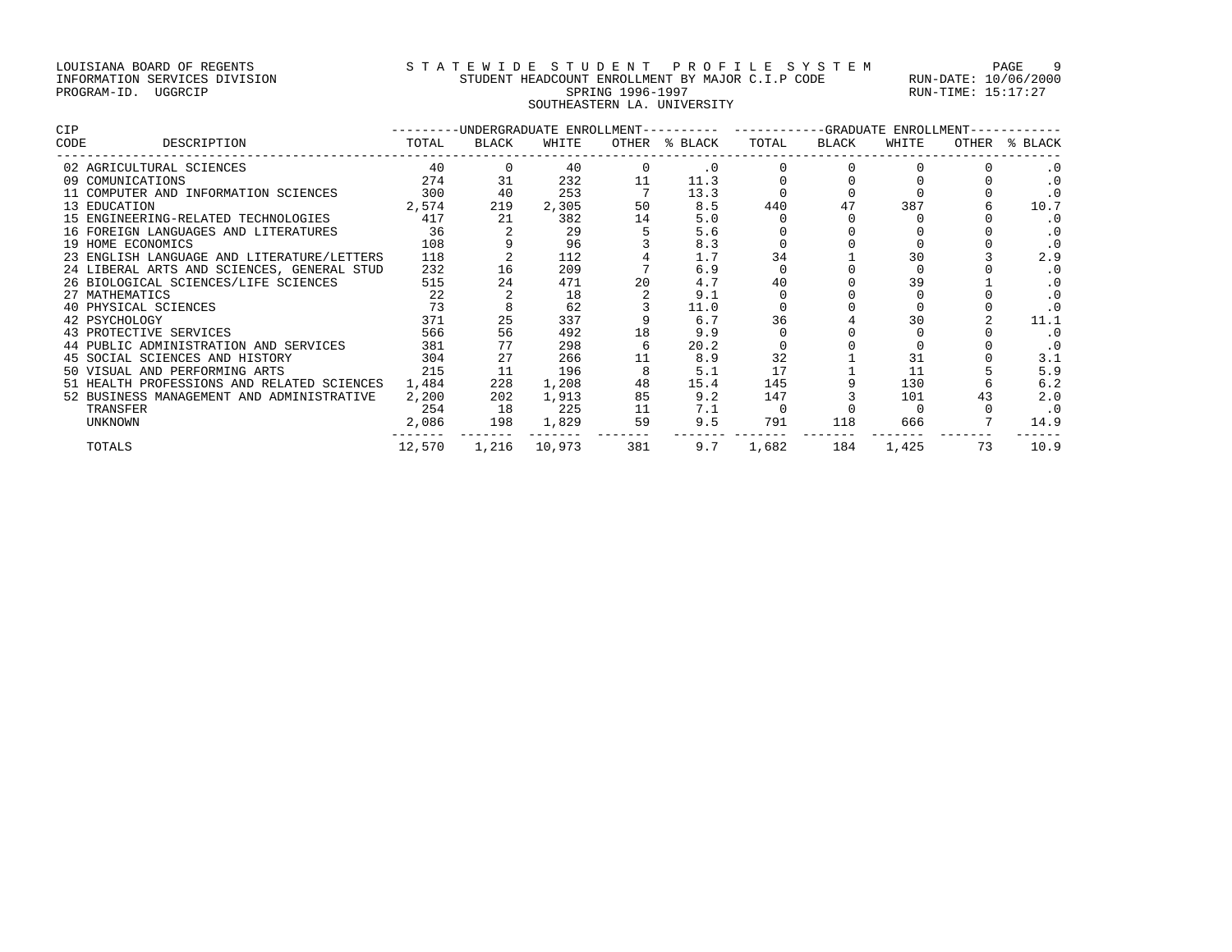LOUISIANA BOARD OF REGENTS
INFORMATION SERVICES DIVISION
PROGRAM-ID. UGGRCIP

STATEWIDE STUDENT PROFILE SYSTEM
STUDENT HEADCOUNT ENROLLMENT BY MAJOR C.I.P CODE
SPRING 1996-1997
SOUTHEASTERN LA. UNIVERSITY

RUN-DATE: 10/06/2000
RUN-TIME: 15:17:27

| CIP CODE | DESCRIPTION | UNDERGRADUATE ENROLLMENT TOTAL | BLACK | WHITE | OTHER | % BLACK | GRADUATE ENROLLMENT TOTAL | BLACK | WHITE | OTHER | % BLACK |
|---|---|---|---|---|---|---|---|---|---|---|---|
| 02 | AGRICULTURAL SCIENCES | 40 | 0 | 40 | 0 | .0 | 0 | 0 | 0 | 0 | .0 |
| 09 | COMUNICATIONS | 274 | 31 | 232 | 11 | 11.3 | 0 | 0 | 0 | 0 | .0 |
| 11 | COMPUTER AND INFORMATION SCIENCES | 300 | 40 | 253 | 7 | 13.3 | 0 | 0 | 0 | 0 | .0 |
| 13 | EDUCATION | 2,574 | 219 | 2,305 | 50 | 8.5 | 440 | 47 | 387 | 6 | 10.7 |
| 15 | ENGINEERING-RELATED TECHNOLOGIES | 417 | 21 | 382 | 14 | 5.0 | 0 | 0 | 0 | 0 | .0 |
| 16 | FOREIGN LANGUAGES AND LITERATURES | 36 | 2 | 29 | 5 | 5.6 | 0 | 0 | 0 | 0 | .0 |
| 19 | HOME ECONOMICS | 108 | 9 | 96 | 3 | 8.3 | 0 | 0 | 0 | 0 | .0 |
| 23 | ENGLISH LANGUAGE AND LITERATURE/LETTERS | 118 | 2 | 112 | 4 | 1.7 | 34 | 1 | 30 | 3 | 2.9 |
| 24 | LIBERAL ARTS AND SCIENCES, GENERAL STUD | 232 | 16 | 209 | 7 | 6.9 | 0 | 0 | 0 | 0 | .0 |
| 26 | BIOLOGICAL SCIENCES/LIFE SCIENCES | 515 | 24 | 471 | 20 | 4.7 | 40 | 0 | 39 | 1 | .0 |
| 27 | MATHEMATICS | 22 | 2 | 18 | 2 | 9.1 | 0 | 0 | 0 | 0 | .0 |
| 40 | PHYSICAL SCIENCES | 73 | 8 | 62 | 3 | 11.0 | 0 | 0 | 0 | 0 | .0 |
| 42 | PSYCHOLOGY | 371 | 25 | 337 | 9 | 6.7 | 36 | 4 | 30 | 2 | 11.1 |
| 43 | PROTECTIVE SERVICES | 566 | 56 | 492 | 18 | 9.9 | 0 | 0 | 0 | 0 | .0 |
| 44 | PUBLIC ADMINISTRATION AND SERVICES | 381 | 77 | 298 | 6 | 20.2 | 0 | 0 | 0 | 0 | .0 |
| 45 | SOCIAL SCIENCES AND HISTORY | 304 | 27 | 266 | 11 | 8.9 | 32 | 1 | 31 | 0 | 3.1 |
| 50 | VISUAL AND PERFORMING ARTS | 215 | 11 | 196 | 8 | 5.1 | 17 | 1 | 11 | 5 | 5.9 |
| 51 | HEALTH PROFESSIONS AND RELATED SCIENCES | 1,484 | 228 | 1,208 | 48 | 15.4 | 145 | 9 | 130 | 6 | 6.2 |
| 52 | BUSINESS MANAGEMENT AND ADMINISTRATIVE | 2,200 | 202 | 1,913 | 85 | 9.2 | 147 | 3 | 101 | 43 | 2.0 |
| | TRANSFER | 254 | 18 | 225 | 11 | 7.1 | 0 | 0 | 0 | 0 | .0 |
| | UNKNOWN | 2,086 | 198 | 1,829 | 59 | 9.5 | 791 | 118 | 666 | 7 | 14.9 |
| | TOTALS | 12,570 | 1,216 | 10,973 | 381 | 9.7 | 1,682 | 184 | 1,425 | 73 | 10.9 |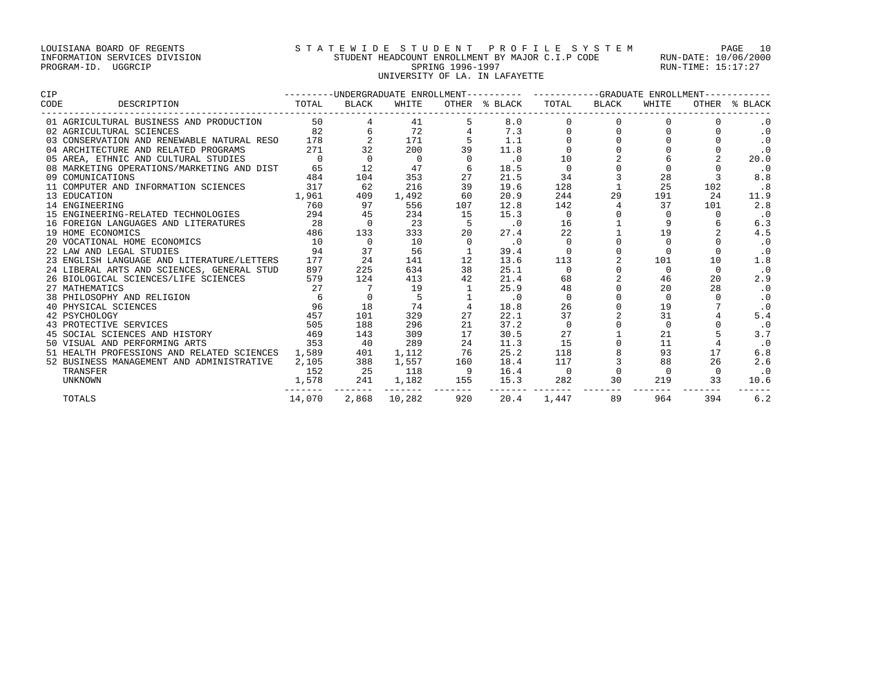LOUISIANA BOARD OF REGENTS
INFORMATION SERVICES DIVISION
PROGRAM-ID. UGGRCIP

STATEWIDE STUDENT PROFILE SYSTEM
STUDENT HEADCOUNT ENROLLMENT BY MAJOR C.I.P CODE
SPRING 1996-1997
UNIVERSITY OF LA. IN LAFAYETTE

RUN-DATE: 10/06/2000
RUN-TIME: 15:17:27

| CIP CODE | DESCRIPTION | UNDERGRADUATE ENROLLMENT | | | | | GRADUATE ENROLLMENT | | | | |
|---|---|---|---|---|---|---|---|---|---|---|---|
| | | TOTAL | BLACK | WHITE | OTHER | % BLACK | TOTAL | BLACK | WHITE | OTHER | % BLACK |
| 01 | AGRICULTURAL BUSINESS AND PRODUCTION | 50 | 4 | 41 | 5 | 8.0 | 0 | 0 | 0 | 0 | .0 |
| 02 | AGRICULTURAL SCIENCES | 82 | 6 | 72 | 4 | 7.3 | 0 | 0 | 0 | 0 | .0 |
| 03 | CONSERVATION AND RENEWABLE NATURAL RESO | 178 | 2 | 171 | 5 | 1.1 | 0 | 0 | 0 | 0 | .0 |
| 04 | ARCHITECTURE AND RELATED PROGRAMS | 271 | 32 | 200 | 39 | 11.8 | 0 | 0 | 0 | 0 | .0 |
| 05 | AREA, ETHNIC AND CULTURAL STUDIES | 0 | 0 | 0 | 0 | .0 | 10 | 2 | 6 | 2 | 20.0 |
| 08 | MARKETING OPERATIONS/MARKETING AND DIST | 65 | 12 | 47 | 6 | 18.5 | 0 | 0 | 0 | 0 | .0 |
| 09 | COMUNICATIONS | 484 | 104 | 353 | 27 | 21.5 | 34 | 3 | 28 | 3 | 8.8 |
| 11 | COMPUTER AND INFORMATION SCIENCES | 317 | 62 | 216 | 39 | 19.6 | 128 | 1 | 25 | 102 | .8 |
| 13 | EDUCATION | 1,961 | 409 | 1,492 | 60 | 20.9 | 244 | 29 | 191 | 24 | 11.9 |
| 14 | ENGINEERING | 760 | 97 | 556 | 107 | 12.8 | 142 | 4 | 37 | 101 | 2.8 |
| 15 | ENGINEERING-RELATED TECHNOLOGIES | 294 | 45 | 234 | 15 | 15.3 | 0 | 0 | 0 | 0 | .0 |
| 16 | FOREIGN LANGUAGES AND LITERATURES | 28 | 0 | 23 | 5 | .0 | 16 | 1 | 9 | 6 | 6.3 |
| 19 | HOME ECONOMICS | 486 | 133 | 333 | 20 | 27.4 | 22 | 1 | 19 | 2 | 4.5 |
| 20 | VOCATIONAL HOME ECONOMICS | 10 | 0 | 10 | 0 | .0 | 0 | 0 | 0 | 0 | .0 |
| 22 | LAW AND LEGAL STUDIES | 94 | 37 | 56 | 1 | 39.4 | 0 | 0 | 0 | 0 | .0 |
| 23 | ENGLISH LANGUAGE AND LITERATURE/LETTERS | 177 | 24 | 141 | 12 | 13.6 | 113 | 2 | 101 | 10 | 1.8 |
| 24 | LIBERAL ARTS AND SCIENCES, GENERAL STUD | 897 | 225 | 634 | 38 | 25.1 | 0 | 0 | 0 | 0 | .0 |
| 26 | BIOLOGICAL SCIENCES/LIFE SCIENCES | 579 | 124 | 413 | 42 | 21.4 | 68 | 2 | 46 | 20 | 2.9 |
| 27 | MATHEMATICS | 27 | 7 | 19 | 1 | 25.9 | 48 | 0 | 20 | 28 | .0 |
| 38 | PHILOSOPHY AND RELIGION | 6 | 0 | 5 | 1 | .0 | 0 | 0 | 0 | 0 | .0 |
| 40 | PHYSICAL SCIENCES | 96 | 18 | 74 | 4 | 18.8 | 26 | 0 | 19 | 7 | .0 |
| 42 | PSYCHOLOGY | 457 | 101 | 329 | 27 | 22.1 | 37 | 2 | 31 | 4 | 5.4 |
| 43 | PROTECTIVE SERVICES | 505 | 188 | 296 | 21 | 37.2 | 0 | 0 | 0 | 0 | .0 |
| 45 | SOCIAL SCIENCES AND HISTORY | 469 | 143 | 309 | 17 | 30.5 | 27 | 1 | 21 | 5 | 3.7 |
| 50 | VISUAL AND PERFORMING ARTS | 353 | 40 | 289 | 24 | 11.3 | 15 | 0 | 11 | 4 | .0 |
| 51 | HEALTH PROFESSIONS AND RELATED SCIENCES | 1,589 | 401 | 1,112 | 76 | 25.2 | 118 | 8 | 93 | 17 | 6.8 |
| 52 | BUSINESS MANAGEMENT AND ADMINISTRATIVE | 2,105 | 388 | 1,557 | 160 | 18.4 | 117 | 3 | 88 | 26 | 2.6 |
| | TRANSFER | 152 | 25 | 118 | 9 | 16.4 | 0 | 0 | 0 | 0 | .0 |
| | UNKNOWN | 1,578 | 241 | 1,182 | 155 | 15.3 | 282 | 30 | 219 | 33 | 10.6 |
| | TOTALS | 14,070 | 2,868 | 10,282 | 920 | 20.4 | 1,447 | 89 | 964 | 394 | 6.2 |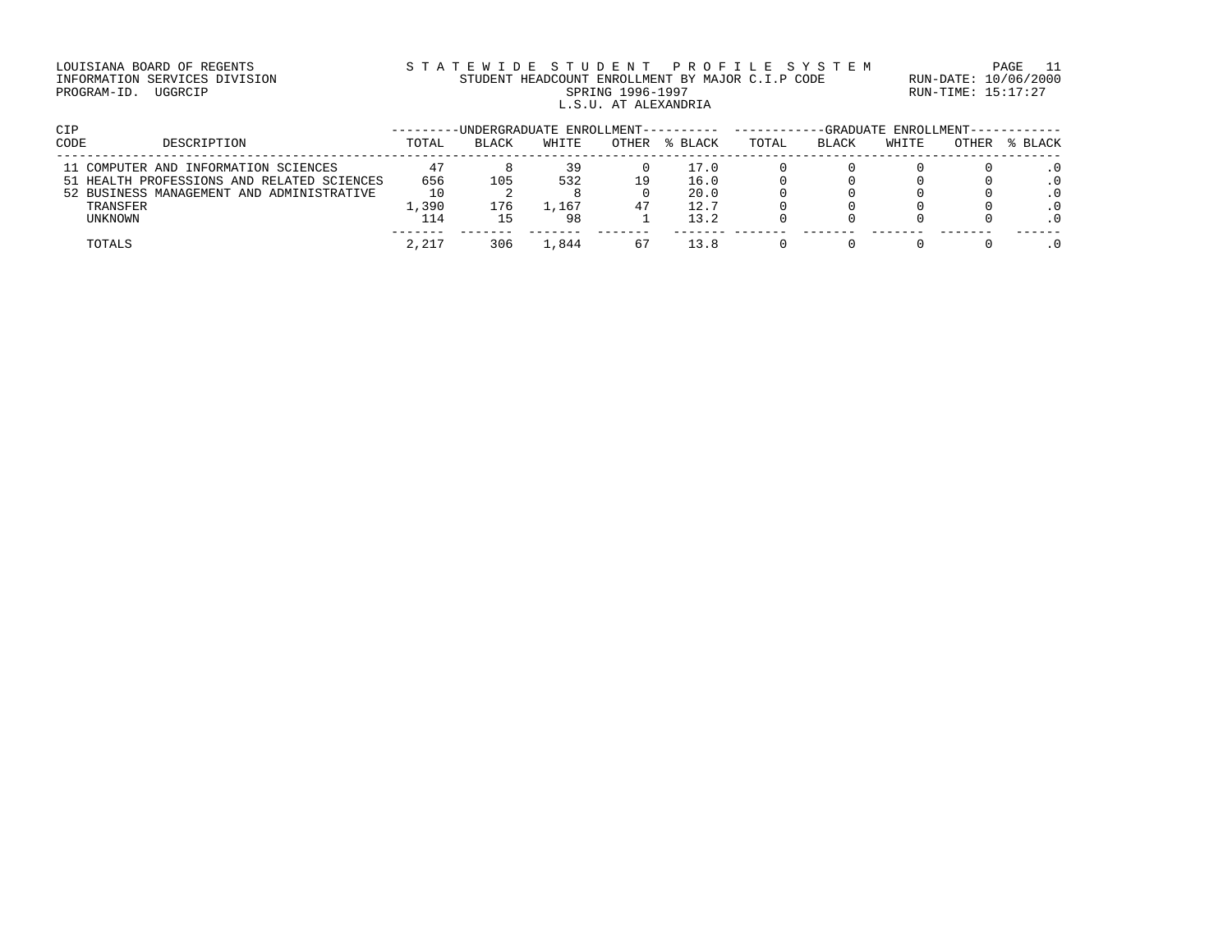LOUISIANA BOARD OF REGENTS
INFORMATION SERVICES DIVISION
PROGRAM-ID. UGGRCIP

STATEWIDE STUDENT PROFILE SYSTEM
STUDENT HEADCOUNT ENROLLMENT BY MAJOR C.I.P CODE
SPRING 1996-1997
L.S.U. AT ALEXANDRIA

RUN-DATE: 10/06/2000
RUN-TIME: 15:17:27

| CIP CODE | DESCRIPTION | UNDERGRADUATE ENROLLMENT | | | | | GRADUATE ENROLLMENT | | | | |
|---|---|---|---|---|---|---|---|---|---|---|---|
| | | TOTAL | BLACK | WHITE | OTHER | % BLACK | TOTAL | BLACK | WHITE | OTHER | % BLACK |
| 11 | COMPUTER AND INFORMATION SCIENCES | 47 | 8 | 39 | 0 | 17.0 | 0 | 0 | 0 | 0 | .0 |
| 51 | HEALTH PROFESSIONS AND RELATED SCIENCES | 656 | 105 | 532 | 19 | 16.0 | 0 | 0 | 0 | 0 | .0 |
| 52 | BUSINESS MANAGEMENT AND ADMINISTRATIVE | 10 | 2 | 8 | 0 | 20.0 | 0 | 0 | 0 | 0 | .0 |
| | TRANSFER | 1,390 | 176 | 1,167 | 47 | 12.7 | 0 | 0 | 0 | 0 | .0 |
| | UNKNOWN | 114 | 15 | 98 | 1 | 13.2 | 0 | 0 | 0 | 0 | .0 |
| | TOTALS | 2,217 | 306 | 1,844 | 67 | 13.8 | 0 | 0 | 0 | 0 | .0 |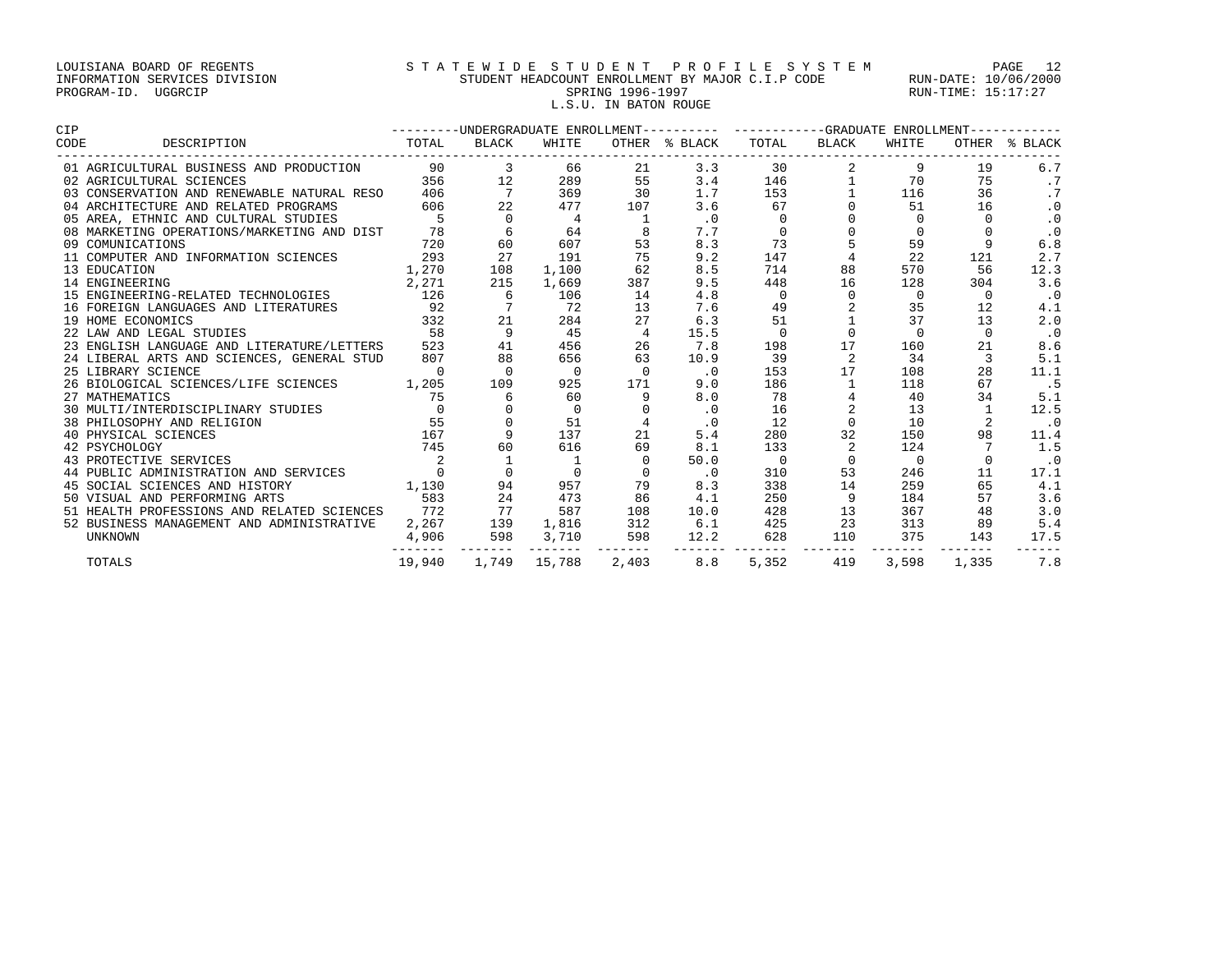LOUISIANA BOARD OF REGENTS
INFORMATION SERVICES DIVISION
PROGRAM-ID. UGGRCIP

STATEWIDE STUDENT PROFILE SYSTEM
STUDENT HEADCOUNT ENROLLMENT BY MAJOR C.I.P CODE
SPRING 1996-1997
L.S.U. IN BATON ROUGE

RUN-DATE: 10/06/2000
RUN-TIME: 15:17:27

| CIP CODE | DESCRIPTION | UNDERGRADUATE ENROLLMENT TOTAL | BLACK | WHITE | OTHER | % BLACK | GRADUATE ENROLLMENT TOTAL | BLACK | WHITE | OTHER | % BLACK |
|---|---|---|---|---|---|---|---|---|---|---|---|
| 01 | AGRICULTURAL BUSINESS AND PRODUCTION | 90 | 3 | 66 | 21 | 3.3 | 30 | 2 | 9 | 19 | 6.7 |
| 02 | AGRICULTURAL SCIENCES | 356 | 12 | 289 | 55 | 3.4 | 146 | 1 | 70 | 75 | .7 |
| 03 | CONSERVATION AND RENEWABLE NATURAL RESO | 406 | 7 | 369 | 30 | 1.7 | 153 | 1 | 116 | 36 | .7 |
| 04 | ARCHITECTURE AND RELATED PROGRAMS | 606 | 22 | 477 | 107 | 3.6 | 67 | 0 | 51 | 16 | .0 |
| 05 | AREA, ETHNIC AND CULTURAL STUDIES | 5 | 0 | 4 | 1 | .0 | 0 | 0 | 0 | 0 | .0 |
| 08 | MARKETING OPERATIONS/MARKETING AND DIST | 78 | 6 | 64 | 8 | 7.7 | 0 | 0 | 0 | 0 | .0 |
| 09 | COMUNICATIONS | 720 | 60 | 607 | 53 | 8.3 | 73 | 5 | 59 | 9 | 6.8 |
| 11 | COMPUTER AND INFORMATION SCIENCES | 293 | 27 | 191 | 75 | 9.2 | 147 | 4 | 22 | 121 | 2.7 |
| 13 | EDUCATION | 1,270 | 108 | 1,100 | 62 | 8.5 | 714 | 88 | 570 | 56 | 12.3 |
| 14 | ENGINEERING | 2,271 | 215 | 1,669 | 387 | 9.5 | 448 | 16 | 128 | 304 | 3.6 |
| 15 | ENGINEERING-RELATED TECHNOLOGIES | 126 | 6 | 106 | 14 | 4.8 | 0 | 0 | 0 | 0 | .0 |
| 16 | FOREIGN LANGUAGES AND LITERATURES | 92 | 7 | 72 | 13 | 7.6 | 49 | 2 | 35 | 12 | 4.1 |
| 19 | HOME ECONOMICS | 332 | 21 | 284 | 27 | 6.3 | 51 | 1 | 37 | 13 | 2.0 |
| 22 | LAW AND LEGAL STUDIES | 58 | 9 | 45 | 4 | 15.5 | 0 | 0 | 0 | 0 | .0 |
| 23 | ENGLISH LANGUAGE AND LITERATURE/LETTERS | 523 | 41 | 456 | 26 | 7.8 | 198 | 17 | 160 | 21 | 8.6 |
| 24 | LIBERAL ARTS AND SCIENCES, GENERAL STUD | 807 | 88 | 656 | 63 | 10.9 | 39 | 2 | 34 | 3 | 5.1 |
| 25 | LIBRARY SCIENCE | 0 | 0 | 0 | 0 | .0 | 153 | 17 | 108 | 28 | 11.1 |
| 26 | BIOLOGICAL SCIENCES/LIFE SCIENCES | 1,205 | 109 | 925 | 171 | 9.0 | 186 | 1 | 118 | 67 | .5 |
| 27 | MATHEMATICS | 75 | 6 | 60 | 9 | 8.0 | 78 | 4 | 40 | 34 | 5.1 |
| 30 | MULTI/INTERDISCIPLINARY STUDIES | 0 | 0 | 0 | 0 | .0 | 16 | 2 | 13 | 1 | 12.5 |
| 38 | PHILOSOPHY AND RELIGION | 55 | 0 | 51 | 4 | .0 | 12 | 0 | 10 | 2 | .0 |
| 40 | PHYSICAL SCIENCES | 167 | 9 | 137 | 21 | 5.4 | 280 | 32 | 150 | 98 | 11.4 |
| 42 | PSYCHOLOGY | 745 | 60 | 616 | 69 | 8.1 | 133 | 2 | 124 | 7 | 1.5 |
| 43 | PROTECTIVE SERVICES | 2 | 1 | 1 | 0 | 50.0 | 0 | 0 | 0 | 0 | .0 |
| 44 | PUBLIC ADMINISTRATION AND SERVICES | 0 | 0 | 0 | 0 | .0 | 310 | 53 | 246 | 11 | 17.1 |
| 45 | SOCIAL SCIENCES AND HISTORY | 1,130 | 94 | 957 | 79 | 8.3 | 338 | 14 | 259 | 65 | 4.1 |
| 50 | VISUAL AND PERFORMING ARTS | 583 | 24 | 473 | 86 | 4.1 | 250 | 9 | 184 | 57 | 3.6 |
| 51 | HEALTH PROFESSIONS AND RELATED SCIENCES | 772 | 77 | 587 | 108 | 10.0 | 428 | 13 | 367 | 48 | 3.0 |
| 52 | BUSINESS MANAGEMENT AND ADMINISTRATIVE | 2,267 | 139 | 1,816 | 312 | 6.1 | 425 | 23 | 313 | 89 | 5.4 |
| | UNKNOWN | 4,906 | 598 | 3,710 | 598 | 12.2 | 628 | 110 | 375 | 143 | 17.5 |
| | TOTALS | 19,940 | 1,749 | 15,788 | 2,403 | 8.8 | 5,352 | 419 | 3,598 | 1,335 | 7.8 |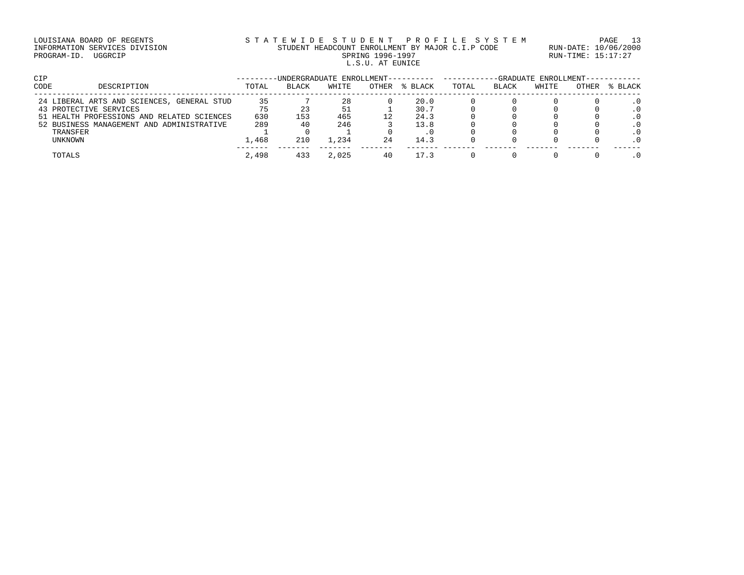LOUISIANA BOARD OF REGENTS
INFORMATION SERVICES DIVISION
PROGRAM-ID. UGGRCIP

STATEWIDE STUDENT PROFILE SYSTEM
STUDENT HEADCOUNT ENROLLMENT BY MAJOR C.I.P CODE
SPRING 1996-1997
L.S.U. AT EUNICE

RUN-DATE: 10/06/2000
RUN-TIME: 15:17:27

| CIP CODE | DESCRIPTION | UNDERGRADUATE ENROLLMENT | | | | | GRADUATE ENROLLMENT | | | | |
|---|---|---|---|---|---|---|---|---|---|---|---|
| | | TOTAL | BLACK | WHITE | OTHER | % BLACK | TOTAL | BLACK | WHITE | OTHER | % BLACK |
| 24 | LIBERAL ARTS AND SCIENCES, GENERAL STUD | 35 | 7 | 28 | 0 | 20.0 | 0 | 0 | 0 | 0 | .0 |
| 43 | PROTECTIVE SERVICES | 75 | 23 | 51 | 1 | 30.7 | 0 | 0 | 0 | 0 | .0 |
| 51 | HEALTH PROFESSIONS AND RELATED SCIENCES | 630 | 153 | 465 | 12 | 24.3 | 0 | 0 | 0 | 0 | .0 |
| 52 | BUSINESS MANAGEMENT AND ADMINISTRATIVE | 289 | 40 | 246 | 3 | 13.8 | 0 | 0 | 0 | 0 | .0 |
| | TRANSFER | 1 | 0 | 1 | 0 | .0 | 0 | 0 | 0 | 0 | .0 |
| | UNKNOWN | 1,468 | 210 | 1,234 | 24 | 14.3 | 0 | 0 | 0 | 0 | .0 |
| | TOTALS | 2,498 | 433 | 2,025 | 40 | 17.3 | 0 | 0 | 0 | 0 | .0 |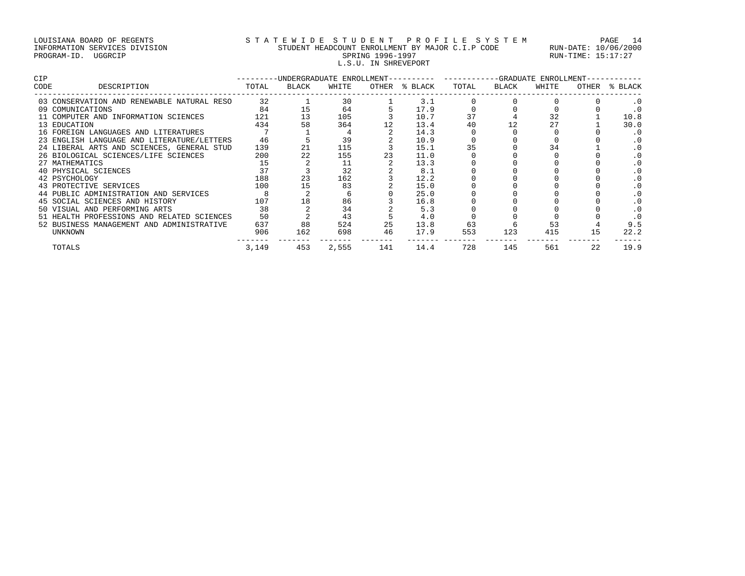LOUISIANA BOARD OF REGENTS
INFORMATION SERVICES DIVISION
PROGRAM-ID. UGGRCIP

STATEWIDE STUDENT PROFILE SYSTEM
STUDENT HEADCOUNT ENROLLMENT BY MAJOR C.I.P CODE
SPRING 1996-1997
L.S.U. IN SHREVEPORT

RUN-DATE: 10/06/2000
RUN-TIME: 15:17:27

| CIP CODE | DESCRIPTION | UNDERGRADUATE ENROLLMENT | | | | | GRADUATE ENROLLMENT | | | | |
|---|---|---|---|---|---|---|---|---|---|---|---|
| | | TOTAL | BLACK | WHITE | OTHER | % BLACK | TOTAL | BLACK | WHITE | OTHER | % BLACK |
| 03 | CONSERVATION AND RENEWABLE NATURAL RESO | 32 | 1 | 30 | 1 | 3.1 | 0 | 0 | 0 | 0 | .0 |
| 09 | COMUNICATIONS | 84 | 15 | 64 | 5 | 17.9 | 0 | 0 | 0 | 0 | .0 |
| 11 | COMPUTER AND INFORMATION SCIENCES | 121 | 13 | 105 | 3 | 10.7 | 37 | 4 | 32 | 1 | 10.8 |
| 13 | EDUCATION | 434 | 58 | 364 | 12 | 13.4 | 40 | 12 | 27 | 1 | 30.0 |
| 16 | FOREIGN LANGUAGES AND LITERATURES | 7 | 1 | 4 | 2 | 14.3 | 0 | 0 | 0 | 0 | .0 |
| 23 | ENGLISH LANGUAGE AND LITERATURE/LETTERS | 46 | 5 | 39 | 2 | 10.9 | 0 | 0 | 0 | 0 | .0 |
| 24 | LIBERAL ARTS AND SCIENCES, GENERAL STUD | 139 | 21 | 115 | 3 | 15.1 | 35 | 0 | 34 | 1 | .0 |
| 26 | BIOLOGICAL SCIENCES/LIFE SCIENCES | 200 | 22 | 155 | 23 | 11.0 | 0 | 0 | 0 | 0 | .0 |
| 27 | MATHEMATICS | 15 | 2 | 11 | 2 | 13.3 | 0 | 0 | 0 | 0 | .0 |
| 40 | PHYSICAL SCIENCES | 37 | 3 | 32 | 2 | 8.1 | 0 | 0 | 0 | 0 | .0 |
| 42 | PSYCHOLOGY | 188 | 23 | 162 | 3 | 12.2 | 0 | 0 | 0 | 0 | .0 |
| 43 | PROTECTIVE SERVICES | 100 | 15 | 83 | 2 | 15.0 | 0 | 0 | 0 | 0 | .0 |
| 44 | PUBLIC ADMINISTRATION AND SERVICES | 8 | 2 | 6 | 0 | 25.0 | 0 | 0 | 0 | 0 | .0 |
| 45 | SOCIAL SCIENCES AND HISTORY | 107 | 18 | 86 | 3 | 16.8 | 0 | 0 | 0 | 0 | .0 |
| 50 | VISUAL AND PERFORMING ARTS | 38 | 2 | 34 | 2 | 5.3 | 0 | 0 | 0 | 0 | .0 |
| 51 | HEALTH PROFESSIONS AND RELATED SCIENCES | 50 | 2 | 43 | 5 | 4.0 | 0 | 0 | 0 | 0 | .0 |
| 52 | BUSINESS MANAGEMENT AND ADMINISTRATIVE | 637 | 88 | 524 | 25 | 13.8 | 63 | 6 | 53 | 4 | 9.5 |
| | UNKNOWN | 906 | 162 | 698 | 46 | 17.9 | 553 | 123 | 415 | 15 | 22.2 |
| | TOTALS | 3,149 | 453 | 2,555 | 141 | 14.4 | 728 | 145 | 561 | 22 | 19.9 |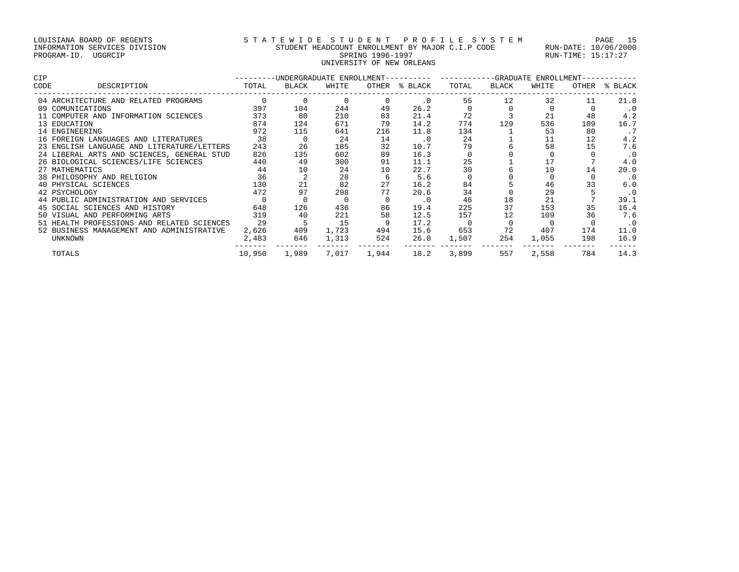LOUISIANA BOARD OF REGENTS
INFORMATION SERVICES DIVISION
PROGRAM-ID. UGGRCIP

STATEWIDE STUDENT PROFILE SYSTEM
STUDENT HEADCOUNT ENROLLMENT BY MAJOR C.I.P CODE
SPRING 1996-1997
UNIVERSITY OF NEW ORLEANS

RUN-DATE: 10/06/2000
RUN-TIME: 15:17:27

| CIP CODE | DESCRIPTION | UNDERGRADUATE ENROLLMENT TOTAL | BLACK | WHITE | OTHER | % BLACK | GRADUATE ENROLLMENT TOTAL | BLACK | WHITE | OTHER | % BLACK |
|---|---|---|---|---|---|---|---|---|---|---|---|
| 04 | ARCHITECTURE AND RELATED PROGRAMS | 0 | 0 | 0 | 0 | .0 | 55 | 12 | 32 | 11 | 21.8 |
| 09 | COMUNICATIONS | 397 | 104 | 244 | 49 | 26.2 | 0 | 0 | 0 | 0 | .0 |
| 11 | COMPUTER AND INFORMATION SCIENCES | 373 | 80 | 210 | 83 | 21.4 | 72 | 3 | 21 | 48 | 4.2 |
| 13 | EDUCATION | 874 | 124 | 671 | 79 | 14.2 | 774 | 129 | 536 | 109 | 16.7 |
| 14 | ENGINEERING | 972 | 115 | 641 | 216 | 11.8 | 134 | 1 | 53 | 80 | .7 |
| 16 | FOREIGN LANGUAGES AND LITERATURES | 38 | 0 | 24 | 14 | .0 | 24 | 1 | 11 | 12 | 4.2 |
| 23 | ENGLISH LANGUAGE AND LITERATURE/LETTERS | 243 | 26 | 185 | 32 | 10.7 | 79 | 6 | 58 | 15 | 7.6 |
| 24 | LIBERAL ARTS AND SCIENCES, GENERAL STUD | 826 | 135 | 602 | 89 | 16.3 | 0 | 0 | 0 | 0 | .0 |
| 26 | BIOLOGICAL SCIENCES/LIFE SCIENCES | 440 | 49 | 300 | 91 | 11.1 | 25 | 1 | 17 | 7 | 4.0 |
| 27 | MATHEMATICS | 44 | 10 | 24 | 10 | 22.7 | 30 | 6 | 10 | 14 | 20.0 |
| 38 | PHILOSOPHY AND RELIGION | 36 | 2 | 28 | 6 | 5.6 | 0 | 0 | 0 | 0 | .0 |
| 40 | PHYSICAL SCIENCES | 130 | 21 | 82 | 27 | 16.2 | 84 | 5 | 46 | 33 | 6.0 |
| 42 | PSYCHOLOGY | 472 | 97 | 298 | 77 | 20.6 | 34 | 0 | 29 | 5 | .0 |
| 44 | PUBLIC ADMINISTRATION AND SERVICES | 0 | 0 | 0 | 0 | .0 | 46 | 18 | 21 | 7 | 39.1 |
| 45 | SOCIAL SCIENCES AND HISTORY | 648 | 126 | 436 | 86 | 19.4 | 225 | 37 | 153 | 35 | 16.4 |
| 50 | VISUAL AND PERFORMING ARTS | 319 | 40 | 221 | 58 | 12.5 | 157 | 12 | 109 | 36 | 7.6 |
| 51 | HEALTH PROFESSIONS AND RELATED SCIENCES | 29 | 5 | 15 | 9 | 17.2 | 0 | 0 | 0 | 0 | .0 |
| 52 | BUSINESS MANAGEMENT AND ADMINISTRATIVE | 2,626 | 409 | 1,723 | 494 | 15.6 | 653 | 72 | 407 | 174 | 11.0 |
| | UNKNOWN | 2,483 | 646 | 1,313 | 524 | 26.0 | 1,507 | 254 | 1,055 | 198 | 16.9 |
| | TOTALS | 10,950 | 1,989 | 7,017 | 1,944 | 18.2 | 3,899 | 557 | 2,558 | 784 | 14.3 |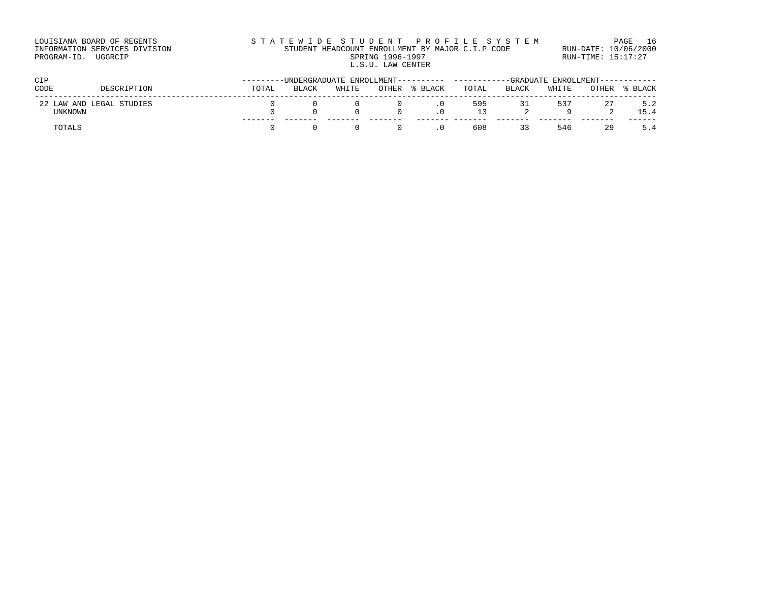LOUISIANA BOARD OF REGENTS
INFORMATION SERVICES DIVISION
PROGRAM-ID. UGGRCIP

STATEWIDE STUDENT PROFILE SYSTEM
STUDENT HEADCOUNT ENROLLMENT BY MAJOR C.I.P CODE
SPRING 1996-1997
L.S.U. LAW CENTER

RUN-DATE: 10/06/2000
RUN-TIME: 15:17:27

| CIP CODE | DESCRIPTION | UNDERGRADUATE ENROLLMENT | | | | | GRADUATE ENROLLMENT | | | | |
|---|---|---|---|---|---|---|---|---|---|---|---|
| | | TOTAL | BLACK | WHITE | OTHER | % BLACK | TOTAL | BLACK | WHITE | OTHER | % BLACK |
| 22 | LAW AND LEGAL STUDIES | 0 | 0 | 0 | 0 | .0 | 595 | 31 | 537 | 27 | 5.2 |
| | UNKNOWN | 0 | 0 | 0 | 0 | .0 | 13 | 2 | 9 | 2 | 15.4 |
| | TOTALS | 0 | 0 | 0 | 0 | .0 | 608 | 33 | 546 | 29 | 5.4 |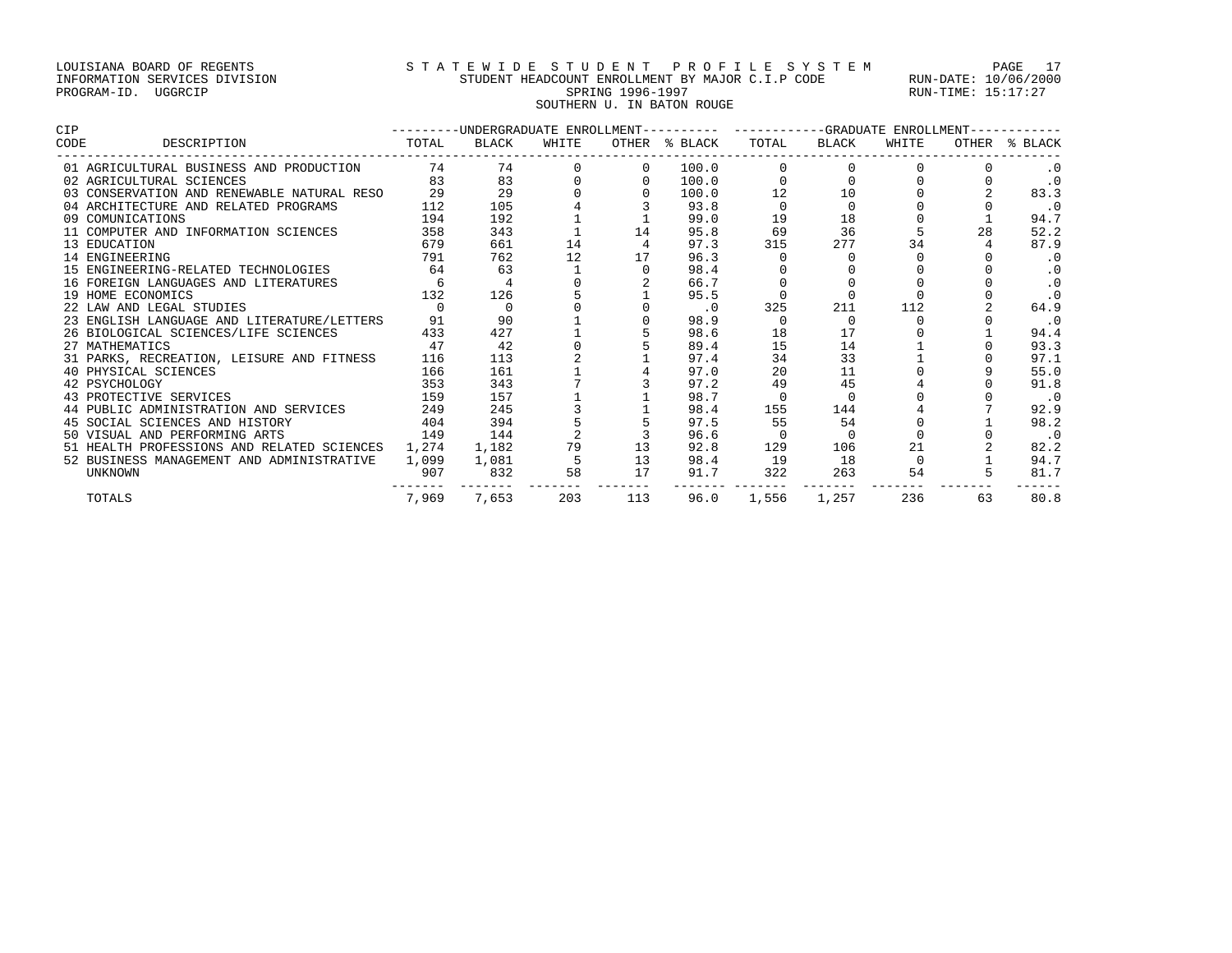LOUISIANA BOARD OF REGENTS
INFORMATION SERVICES DIVISION
PROGRAM-ID. UGGRCIP

STATEWIDE STUDENT PROFILE SYSTEM
STUDENT HEADCOUNT ENROLLMENT BY MAJOR C.I.P CODE
SPRING 1996-1997
SOUTHERN U. IN BATON ROUGE

RUN-DATE: 10/06/2000
RUN-TIME: 15:17:27

| CIP CODE | DESCRIPTION | UNDERGRADUATE ENROLLMENT TOTAL | BLACK | WHITE | OTHER | % BLACK | GRADUATE ENROLLMENT TOTAL | BLACK | WHITE | OTHER | % BLACK |
|---|---|---|---|---|---|---|---|---|---|---|---|
| 01 | AGRICULTURAL BUSINESS AND PRODUCTION | 74 | 74 | 0 | 0 | 100.0 | 0 | 0 | 0 | 0 | .0 |
| 02 | AGRICULTURAL SCIENCES | 83 | 83 | 0 | 0 | 100.0 | 0 | 0 | 0 | 0 | .0 |
| 03 | CONSERVATION AND RENEWABLE NATURAL RESO | 29 | 29 | 0 | 0 | 100.0 | 12 | 10 | 0 | 2 | 83.3 |
| 04 | ARCHITECTURE AND RELATED PROGRAMS | 112 | 105 | 4 | 3 | 93.8 | 0 | 0 | 0 | 0 | .0 |
| 09 | COMUNICATIONS | 194 | 192 | 1 | 1 | 99.0 | 19 | 18 | 0 | 1 | 94.7 |
| 11 | COMPUTER AND INFORMATION SCIENCES | 358 | 343 | 1 | 14 | 95.8 | 69 | 36 | 5 | 28 | 52.2 |
| 13 | EDUCATION | 679 | 661 | 14 | 4 | 97.3 | 315 | 277 | 34 | 4 | 87.9 |
| 14 | ENGINEERING | 791 | 762 | 12 | 17 | 96.3 | 0 | 0 | 0 | 0 | .0 |
| 15 | ENGINEERING-RELATED TECHNOLOGIES | 64 | 63 | 1 | 0 | 98.4 | 0 | 0 | 0 | 0 | .0 |
| 16 | FOREIGN LANGUAGES AND LITERATURES | 6 | 4 | 0 | 2 | 66.7 | 0 | 0 | 0 | 0 | .0 |
| 19 | HOME ECONOMICS | 132 | 126 | 5 | 1 | 95.5 | 0 | 0 | 0 | 0 | .0 |
| 22 | LAW AND LEGAL STUDIES | 0 | 0 | 0 | 0 | .0 | 325 | 211 | 112 | 2 | 64.9 |
| 23 | ENGLISH LANGUAGE AND LITERATURE/LETTERS | 91 | 90 | 1 | 0 | 98.9 | 0 | 0 | 0 | 0 | .0 |
| 26 | BIOLOGICAL SCIENCES/LIFE SCIENCES | 433 | 427 | 1 | 5 | 98.6 | 18 | 17 | 0 | 1 | 94.4 |
| 27 | MATHEMATICS | 47 | 42 | 0 | 5 | 89.4 | 15 | 14 | 1 | 0 | 93.3 |
| 31 | PARKS, RECREATION, LEISURE AND FITNESS | 116 | 113 | 2 | 1 | 97.4 | 34 | 33 | 1 | 0 | 97.1 |
| 40 | PHYSICAL SCIENCES | 166 | 161 | 1 | 4 | 97.0 | 20 | 11 | 0 | 9 | 55.0 |
| 42 | PSYCHOLOGY | 353 | 343 | 7 | 3 | 97.2 | 49 | 45 | 4 | 0 | 91.8 |
| 43 | PROTECTIVE SERVICES | 159 | 157 | 1 | 1 | 98.7 | 0 | 0 | 0 | 0 | .0 |
| 44 | PUBLIC ADMINISTRATION AND SERVICES | 249 | 245 | 3 | 1 | 98.4 | 155 | 144 | 4 | 7 | 92.9 |
| 45 | SOCIAL SCIENCES AND HISTORY | 404 | 394 | 5 | 5 | 97.5 | 55 | 54 | 0 | 1 | 98.2 |
| 50 | VISUAL AND PERFORMING ARTS | 149 | 144 | 2 | 3 | 96.6 | 0 | 0 | 0 | 0 | .0 |
| 51 | HEALTH PROFESSIONS AND RELATED SCIENCES | 1,274 | 1,182 | 79 | 13 | 92.8 | 129 | 106 | 21 | 2 | 82.2 |
| 52 | BUSINESS MANAGEMENT AND ADMINISTRATIVE | 1,099 | 1,081 | 5 | 13 | 98.4 | 19 | 18 | 0 | 1 | 94.7 |
| | UNKNOWN | 907 | 832 | 58 | 17 | 91.7 | 322 | 263 | 54 | 5 | 81.7 |
| | TOTALS | 7,969 | 7,653 | 203 | 113 | 96.0 | 1,556 | 1,257 | 236 | 63 | 80.8 |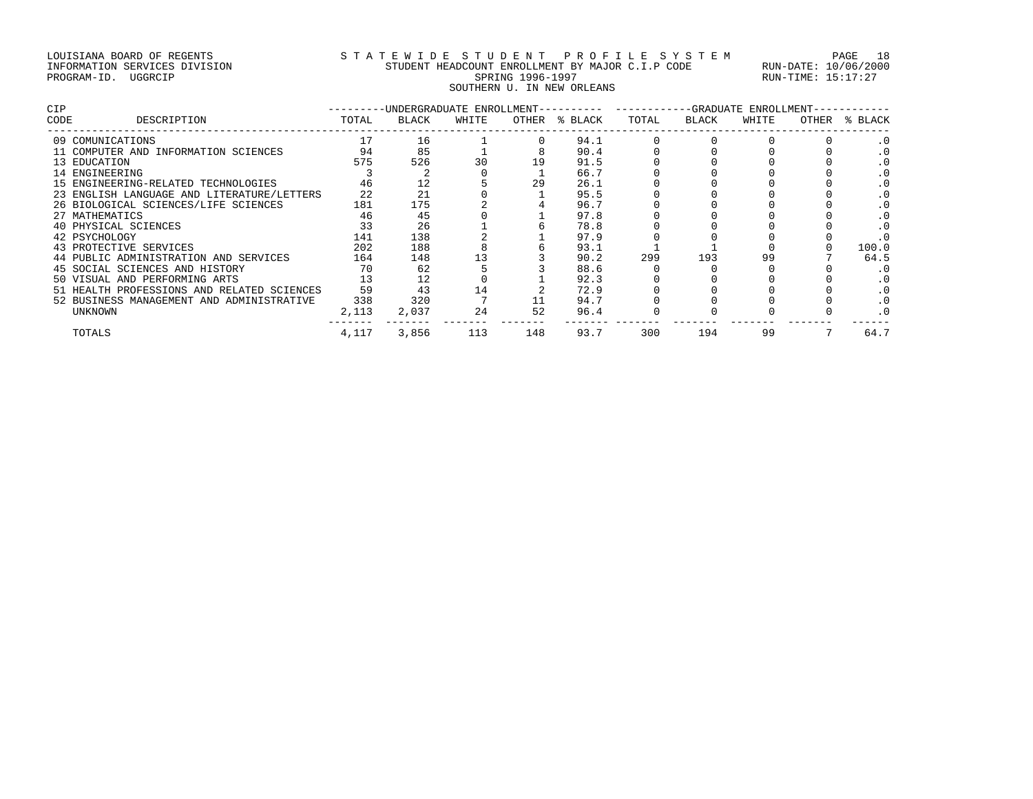LOUISIANA BOARD OF REGENTS
INFORMATION SERVICES DIVISION
PROGRAM-ID. UGGRCIP

STATEWIDE STUDENT PROFILE SYSTEM
STUDENT HEADCOUNT ENROLLMENT BY MAJOR C.I.P CODE
SPRING 1996-1997
SOUTHERN U. IN NEW ORLEANS

RUN-DATE: 10/06/2000
RUN-TIME: 15:17:27

| CIP CODE | DESCRIPTION | UNDERGRADUATE ENROLLMENT TOTAL | BLACK | WHITE | OTHER | % BLACK | GRADUATE ENROLLMENT TOTAL | BLACK | WHITE | OTHER | % BLACK |
|---|---|---|---|---|---|---|---|---|---|---|---|
| 09 | COMUNICATIONS | 17 | 16 | 1 | 0 | 94.1 | 0 | 0 | 0 | 0 | .0 |
| 11 | COMPUTER AND INFORMATION SCIENCES | 94 | 85 | 1 | 8 | 90.4 | 0 | 0 | 0 | 0 | .0 |
| 13 | EDUCATION | 575 | 526 | 30 | 19 | 91.5 | 0 | 0 | 0 | 0 | .0 |
| 14 | ENGINEERING | 3 | 2 | 0 | 1 | 66.7 | 0 | 0 | 0 | 0 | .0 |
| 15 | ENGINEERING-RELATED TECHNOLOGIES | 46 | 12 | 5 | 29 | 26.1 | 0 | 0 | 0 | 0 | .0 |
| 23 | ENGLISH LANGUAGE AND LITERATURE/LETTERS | 22 | 21 | 0 | 1 | 95.5 | 0 | 0 | 0 | 0 | .0 |
| 26 | BIOLOGICAL SCIENCES/LIFE SCIENCES | 181 | 175 | 2 | 4 | 96.7 | 0 | 0 | 0 | 0 | .0 |
| 27 | MATHEMATICS | 46 | 45 | 0 | 1 | 97.8 | 0 | 0 | 0 | 0 | .0 |
| 40 | PHYSICAL SCIENCES | 33 | 26 | 1 | 6 | 78.8 | 0 | 0 | 0 | 0 | .0 |
| 42 | PSYCHOLOGY | 141 | 138 | 2 | 1 | 97.9 | 0 | 0 | 0 | 0 | .0 |
| 43 | PROTECTIVE SERVICES | 202 | 188 | 8 | 6 | 93.1 | 1 | 1 | 0 | 0 | 100.0 |
| 44 | PUBLIC ADMINISTRATION AND SERVICES | 164 | 148 | 13 | 3 | 90.2 | 299 | 193 | 99 | 7 | 64.5 |
| 45 | SOCIAL SCIENCES AND HISTORY | 70 | 62 | 5 | 3 | 88.6 | 0 | 0 | 0 | 0 | .0 |
| 50 | VISUAL AND PERFORMING ARTS | 13 | 12 | 0 | 1 | 92.3 | 0 | 0 | 0 | 0 | .0 |
| 51 | HEALTH PROFESSIONS AND RELATED SCIENCES | 59 | 43 | 14 | 2 | 72.9 | 0 | 0 | 0 | 0 | .0 |
| 52 | BUSINESS MANAGEMENT AND ADMINISTRATIVE | 338 | 320 | 7 | 11 | 94.7 | 0 | 0 | 0 | 0 | .0 |
| | UNKNOWN | 2,113 | 2,037 | 24 | 52 | 96.4 | 0 | 0 | 0 | 0 | .0 |
| | TOTALS | 4,117 | 3,856 | 113 | 148 | 93.7 | 300 | 194 | 99 | 7 | 64.7 |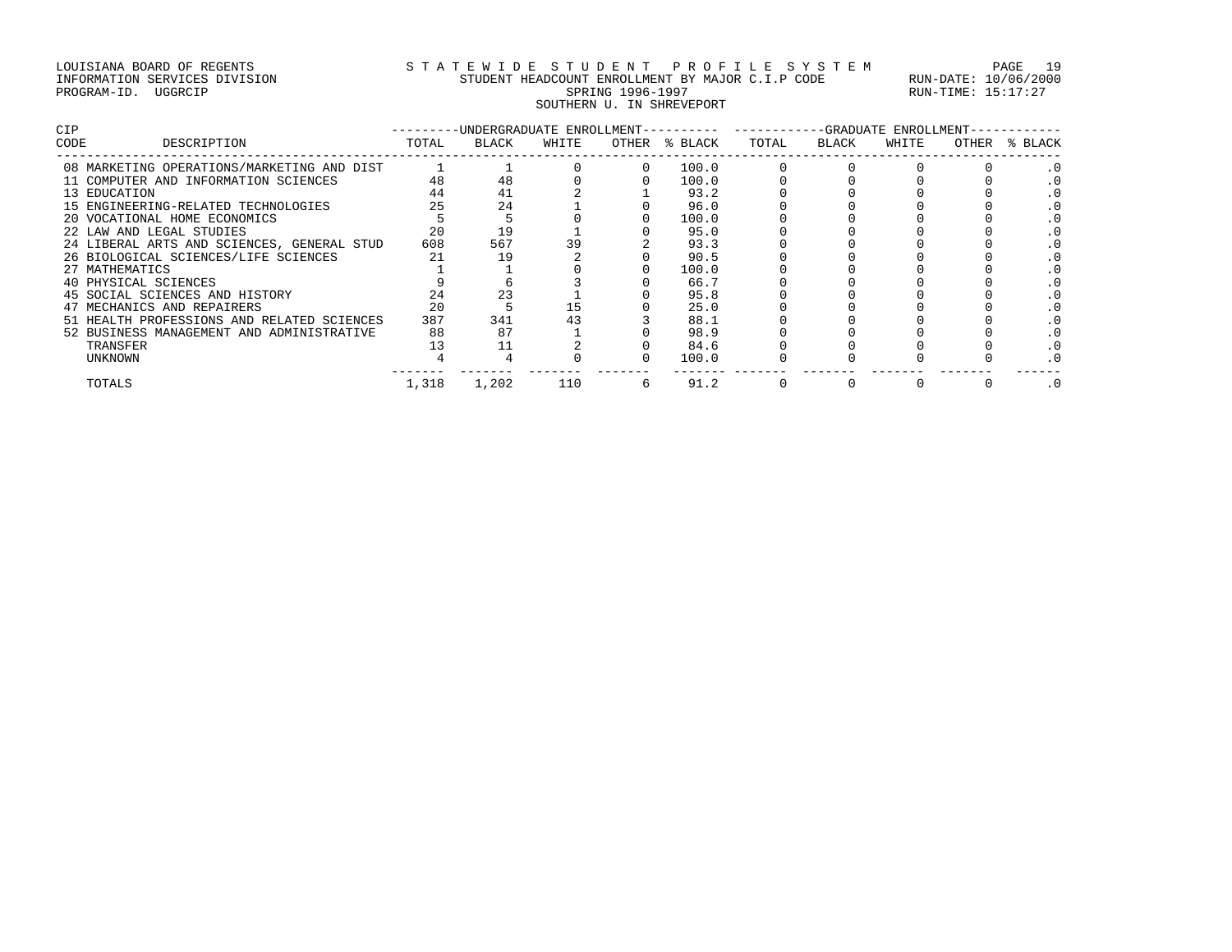LOUISIANA BOARD OF REGENTS
INFORMATION SERVICES DIVISION
PROGRAM-ID. UGGRCIP

STATEWIDE STUDENT PROFILE SYSTEM
STUDENT HEADCOUNT ENROLLMENT BY MAJOR C.I.P CODE
SPRING 1996-1997
SOUTHERN U. IN SHREVEPORT

RUN-DATE: 10/06/2000
RUN-TIME: 15:17:27

| CIP CODE | DESCRIPTION | UNDERGRADUATE ENROLLMENT TOTAL | BLACK | WHITE | OTHER | % BLACK | GRADUATE ENROLLMENT TOTAL | BLACK | WHITE | OTHER | % BLACK |
|---|---|---|---|---|---|---|---|---|---|---|---|
| 08 | MARKETING OPERATIONS/MARKETING AND DIST | 1 | 1 | 0 | 0 | 100.0 | 0 | 0 | 0 | 0 | .0 |
| 11 | COMPUTER AND INFORMATION SCIENCES | 48 | 48 | 0 | 0 | 100.0 | 0 | 0 | 0 | 0 | .0 |
| 13 | EDUCATION | 44 | 41 | 2 | 1 | 93.2 | 0 | 0 | 0 | 0 | .0 |
| 15 | ENGINEERING-RELATED TECHNOLOGIES | 25 | 24 | 1 | 0 | 96.0 | 0 | 0 | 0 | 0 | .0 |
| 20 | VOCATIONAL HOME ECONOMICS | 5 | 5 | 0 | 0 | 100.0 | 0 | 0 | 0 | 0 | .0 |
| 22 | LAW AND LEGAL STUDIES | 20 | 19 | 1 | 0 | 95.0 | 0 | 0 | 0 | 0 | .0 |
| 24 | LIBERAL ARTS AND SCIENCES, GENERAL STUD | 608 | 567 | 39 | 2 | 93.3 | 0 | 0 | 0 | 0 | .0 |
| 26 | BIOLOGICAL SCIENCES/LIFE SCIENCES | 21 | 19 | 2 | 0 | 90.5 | 0 | 0 | 0 | 0 | .0 |
| 27 | MATHEMATICS | 1 | 1 | 0 | 0 | 100.0 | 0 | 0 | 0 | 0 | .0 |
| 40 | PHYSICAL SCIENCES | 9 | 6 | 3 | 0 | 66.7 | 0 | 0 | 0 | 0 | .0 |
| 45 | SOCIAL SCIENCES AND HISTORY | 24 | 23 | 1 | 0 | 95.8 | 0 | 0 | 0 | 0 | .0 |
| 47 | MECHANICS AND REPAIRERS | 20 | 5 | 15 | 0 | 25.0 | 0 | 0 | 0 | 0 | .0 |
| 51 | HEALTH PROFESSIONS AND RELATED SCIENCES | 387 | 341 | 43 | 3 | 88.1 | 0 | 0 | 0 | 0 | .0 |
| 52 | BUSINESS MANAGEMENT AND ADMINISTRATIVE | 88 | 87 | 1 | 0 | 98.9 | 0 | 0 | 0 | 0 | .0 |
| | TRANSFER | 13 | 11 | 2 | 0 | 84.6 | 0 | 0 | 0 | 0 | .0 |
| | UNKNOWN | 4 | 4 | 0 | 0 | 100.0 | 0 | 0 | 0 | 0 | .0 |
| | TOTALS | 1,318 | 1,202 | 110 | 6 | 91.2 | 0 | 0 | 0 | 0 | .0 |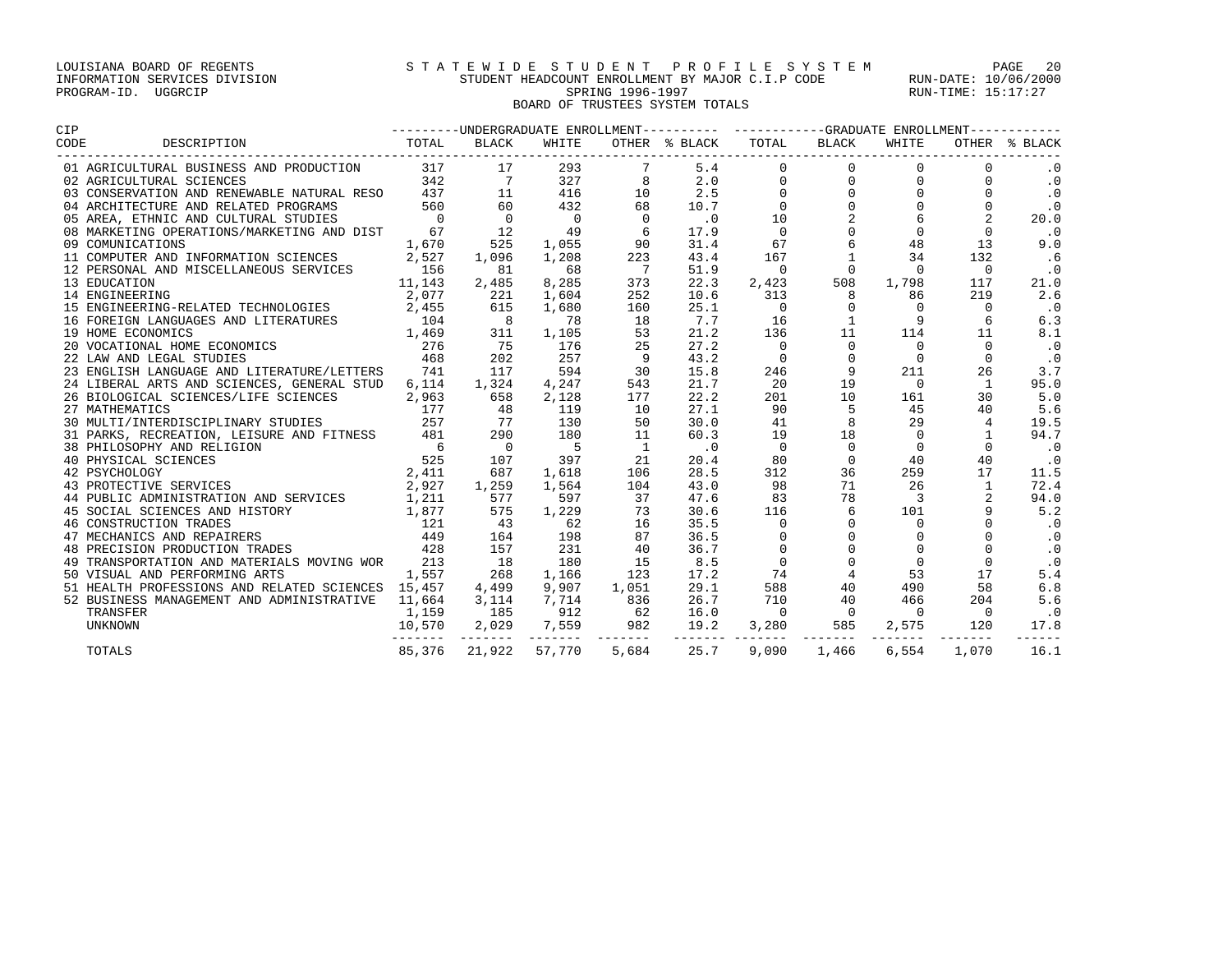LOUISIANA BOARD OF REGENTS
INFORMATION SERVICES DIVISION
PROGRAM-ID. UGGRCIP

STATEWIDE STUDENT PROFILE SYSTEM
STUDENT HEADCOUNT ENROLLMENT BY MAJOR C.I.P CODE
SPRING 1996-1997
BOARD OF TRUSTEES SYSTEM TOTALS

RUN-DATE: 10/06/2000
RUN-TIME: 15:17:27

| CIP CODE | DESCRIPTION | UNDERGRADUATE ENROLLMENT TOTAL | BLACK | WHITE | OTHER | % BLACK | GRADUATE ENROLLMENT TOTAL | BLACK | WHITE | OTHER | % BLACK |
|---|---|---|---|---|---|---|---|---|---|---|---|
| 01 | AGRICULTURAL BUSINESS AND PRODUCTION | 317 | 17 | 293 | 7 | 5.4 | 0 | 0 | 0 | 0 | .0 |
| 02 | AGRICULTURAL SCIENCES | 342 | 7 | 327 | 8 | 2.0 | 0 | 0 | 0 | 0 | .0 |
| 03 | CONSERVATION AND RENEWABLE NATURAL RESO | 437 | 11 | 416 | 10 | 2.5 | 0 | 0 | 0 | 0 | .0 |
| 04 | ARCHITECTURE AND RELATED PROGRAMS | 560 | 60 | 432 | 68 | 10.7 | 0 | 0 | 0 | 0 | .0 |
| 05 | AREA, ETHNIC AND CULTURAL STUDIES | 0 | 0 | 0 | 0 | .0 | 10 | 2 | 6 | 2 | 20.0 |
| 08 | MARKETING OPERATIONS/MARKETING AND DIST | 67 | 12 | 49 | 6 | 17.9 | 0 | 0 | 0 | 0 | .0 |
| 09 | COMUNICATIONS | 1,670 | 525 | 1,055 | 90 | 31.4 | 67 | 6 | 48 | 13 | 9.0 |
| 11 | COMPUTER AND INFORMATION SCIENCES | 2,527 | 1,096 | 1,208 | 223 | 43.4 | 167 | 1 | 34 | 132 | .6 |
| 12 | PERSONAL AND MISCELLANEOUS SERVICES | 156 | 81 | 68 | 7 | 51.9 | 0 | 0 | 0 | 0 | .0 |
| 13 | EDUCATION | 11,143 | 2,485 | 8,285 | 373 | 22.3 | 2,423 | 508 | 1,798 | 117 | 21.0 |
| 14 | ENGINEERING | 2,077 | 221 | 1,604 | 252 | 10.6 | 313 | 8 | 86 | 219 | 2.6 |
| 15 | ENGINEERING-RELATED TECHNOLOGIES | 2,455 | 615 | 1,680 | 160 | 25.1 | 0 | 0 | 0 | 0 | .0 |
| 16 | FOREIGN LANGUAGES AND LITERATURES | 104 | 8 | 78 | 18 | 7.7 | 16 | 1 | 9 | 6 | 6.3 |
| 19 | HOME ECONOMICS | 1,469 | 311 | 1,105 | 53 | 21.2 | 136 | 11 | 114 | 11 | 8.1 |
| 20 | VOCATIONAL HOME ECONOMICS | 276 | 75 | 176 | 25 | 27.2 | 0 | 0 | 0 | 0 | .0 |
| 22 | LAW AND LEGAL STUDIES | 468 | 202 | 257 | 9 | 43.2 | 0 | 0 | 0 | 0 | .0 |
| 23 | ENGLISH LANGUAGE AND LITERATURE/LETTERS | 741 | 117 | 594 | 30 | 15.8 | 246 | 9 | 211 | 26 | 3.7 |
| 24 | LIBERAL ARTS AND SCIENCES, GENERAL STUD | 6,114 | 1,324 | 4,247 | 543 | 21.7 | 20 | 19 | 0 | 1 | 95.0 |
| 26 | BIOLOGICAL SCIENCES/LIFE SCIENCES | 2,963 | 658 | 2,128 | 177 | 22.2 | 201 | 10 | 161 | 30 | 5.0 |
| 27 | MATHEMATICS | 177 | 48 | 119 | 10 | 27.1 | 90 | 5 | 45 | 40 | 5.6 |
| 30 | MULTI/INTERDISCIPLINARY STUDIES | 257 | 77 | 130 | 50 | 30.0 | 41 | 8 | 29 | 4 | 19.5 |
| 31 | PARKS, RECREATION, LEISURE AND FITNESS | 481 | 290 | 180 | 11 | 60.3 | 19 | 18 | 0 | 1 | 94.7 |
| 38 | PHILOSOPHY AND RELIGION | 6 | 0 | 5 | 1 | .0 | 0 | 0 | 0 | 0 | .0 |
| 40 | PHYSICAL SCIENCES | 525 | 107 | 397 | 21 | 20.4 | 80 | 0 | 40 | 40 | .0 |
| 42 | PSYCHOLOGY | 2,411 | 687 | 1,618 | 106 | 28.5 | 312 | 36 | 259 | 17 | 11.5 |
| 43 | PROTECTIVE SERVICES | 2,927 | 1,259 | 1,564 | 104 | 43.0 | 98 | 71 | 26 | 1 | 72.4 |
| 44 | PUBLIC ADMINISTRATION AND SERVICES | 1,211 | 577 | 597 | 37 | 47.6 | 83 | 78 | 3 | 2 | 94.0 |
| 45 | SOCIAL SCIENCES AND HISTORY | 1,877 | 575 | 1,229 | 73 | 30.6 | 116 | 6 | 101 | 9 | 5.2 |
| 46 | CONSTRUCTION TRADES | 121 | 43 | 62 | 16 | 35.5 | 0 | 0 | 0 | 0 | .0 |
| 47 | MECHANICS AND REPAIRERS | 449 | 164 | 198 | 87 | 36.5 | 0 | 0 | 0 | 0 | .0 |
| 48 | PRECISION PRODUCTION TRADES | 428 | 157 | 231 | 40 | 36.7 | 0 | 0 | 0 | 0 | .0 |
| 49 | TRANSPORTATION AND MATERIALS MOVING WOR | 213 | 18 | 180 | 15 | 8.5 | 0 | 0 | 0 | 0 | .0 |
| 50 | VISUAL AND PERFORMING ARTS | 1,557 | 268 | 1,166 | 123 | 17.2 | 74 | 4 | 53 | 17 | 5.4 |
| 51 | HEALTH PROFESSIONS AND RELATED SCIENCES | 15,457 | 4,499 | 9,907 | 1,051 | 29.1 | 588 | 40 | 490 | 58 | 6.8 |
| 52 | BUSINESS MANAGEMENT AND ADMINISTRATIVE | 11,664 | 3,114 | 7,714 | 836 | 26.7 | 710 | 40 | 466 | 204 | 5.6 |
| | TRANSFER | 1,159 | 185 | 912 | 62 | 16.0 | 0 | 0 | 0 | 0 | .0 |
| | UNKNOWN | 10,570 | 2,029 | 7,559 | 982 | 19.2 | 3,280 | 585 | 2,575 | 120 | 17.8 |
| | TOTALS | 85,376 | 21,922 | 57,770 | 5,684 | 25.7 | 9,090 | 1,466 | 6,554 | 1,070 | 16.1 |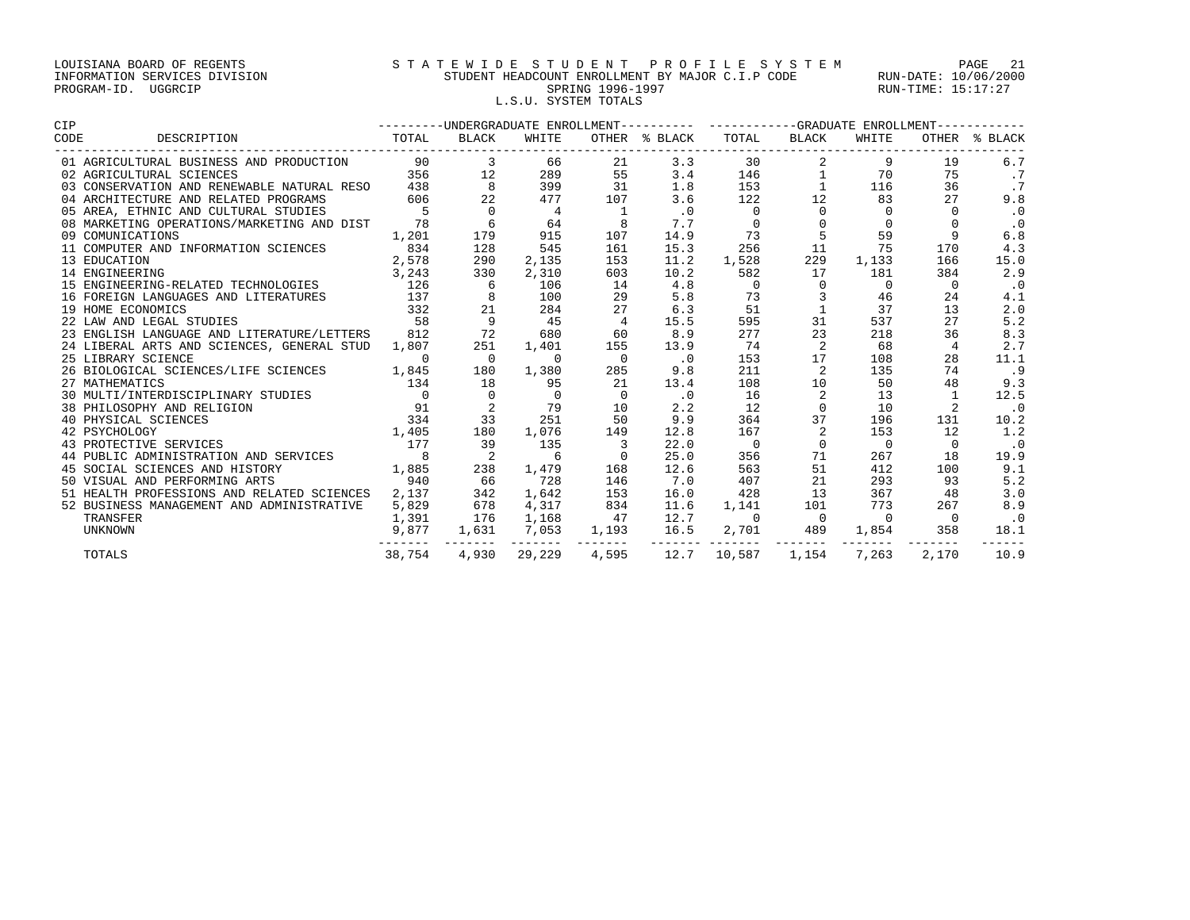LOUISIANA BOARD OF REGENTS
INFORMATION SERVICES DIVISION
PROGRAM-ID. UGGRCIP

S T A T E W I D E  S T U D E N T  P R O F I L E  S Y S T E M
STUDENT HEADCOUNT ENROLLMENT BY MAJOR C.I.P CODE
SPRING 1996-1997
L.S.U. SYSTEM TOTALS

RUN-DATE: 10/06/2000
RUN-TIME: 15:17:27

| CIP CODE | DESCRIPTION | UNDERGRADUATE ENROLLMENT TOTAL | BLACK | WHITE | OTHER | % BLACK | GRADUATE ENROLLMENT TOTAL | BLACK | WHITE | OTHER | % BLACK |
|---|---|---|---|---|---|---|---|---|---|---|---|
| 01 | AGRICULTURAL BUSINESS AND PRODUCTION | 90 | 3 | 66 | 21 | 3.3 | 30 | 2 | 9 | 19 | 6.7 |
| 02 | AGRICULTURAL SCIENCES | 356 | 12 | 289 | 55 | 3.4 | 146 | 1 | 70 | 75 | .7 |
| 03 | CONSERVATION AND RENEWABLE NATURAL RESO | 438 | 8 | 399 | 31 | 1.8 | 153 | 1 | 116 | 36 | .7 |
| 04 | ARCHITECTURE AND RELATED PROGRAMS | 606 | 22 | 477 | 107 | 3.6 | 122 | 12 | 83 | 27 | 9.8 |
| 05 | AREA, ETHNIC AND CULTURAL STUDIES | 5 | 0 | 4 | 1 | .0 | 0 | 0 | 0 | 0 | .0 |
| 08 | MARKETING OPERATIONS/MARKETING AND DIST | 78 | 6 | 64 | 8 | 7.7 | 0 | 0 | 0 | 0 | .0 |
| 09 | COMUNICATIONS | 1,201 | 179 | 915 | 107 | 14.9 | 73 | 5 | 59 | 9 | 6.8 |
| 11 | COMPUTER AND INFORMATION SCIENCES | 834 | 128 | 545 | 161 | 15.3 | 256 | 11 | 75 | 170 | 4.3 |
| 13 | EDUCATION | 2,578 | 290 | 2,135 | 153 | 11.2 | 1,528 | 229 | 1,133 | 166 | 15.0 |
| 14 | ENGINEERING | 3,243 | 330 | 2,310 | 603 | 10.2 | 582 | 17 | 181 | 384 | 2.9 |
| 15 | ENGINEERING-RELATED TECHNOLOGIES | 126 | 6 | 106 | 14 | 4.8 | 0 | 0 | 0 | 0 | .0 |
| 16 | FOREIGN LANGUAGES AND LITERATURES | 137 | 8 | 100 | 29 | 5.8 | 73 | 3 | 46 | 24 | 4.1 |
| 19 | HOME ECONOMICS | 332 | 21 | 284 | 27 | 6.3 | 51 | 1 | 37 | 13 | 2.0 |
| 22 | LAW AND LEGAL STUDIES | 58 | 9 | 45 | 4 | 15.5 | 595 | 31 | 537 | 27 | 5.2 |
| 23 | ENGLISH LANGUAGE AND LITERATURE/LETTERS | 812 | 72 | 680 | 60 | 8.9 | 277 | 23 | 218 | 36 | 8.3 |
| 24 | LIBERAL ARTS AND SCIENCES, GENERAL STUD | 1,807 | 251 | 1,401 | 155 | 13.9 | 74 | 2 | 68 | 4 | 2.7 |
| 25 | LIBRARY SCIENCE | 0 | 0 | 0 | 0 | .0 | 153 | 17 | 108 | 28 | 11.1 |
| 26 | BIOLOGICAL SCIENCES/LIFE SCIENCES | 1,845 | 180 | 1,380 | 285 | 9.8 | 211 | 2 | 135 | 74 | .9 |
| 27 | MATHEMATICS | 134 | 18 | 95 | 21 | 13.4 | 108 | 10 | 50 | 48 | 9.3 |
| 30 | MULTI/INTERDISCIPLINARY STUDIES | 0 | 0 | 0 | 0 | .0 | 16 | 2 | 13 | 1 | 12.5 |
| 38 | PHILOSOPHY AND RELIGION | 91 | 2 | 79 | 10 | 2.2 | 12 | 0 | 10 | 2 | .0 |
| 40 | PHYSICAL SCIENCES | 334 | 33 | 251 | 50 | 9.9 | 364 | 37 | 196 | 131 | 10.2 |
| 42 | PSYCHOLOGY | 1,405 | 180 | 1,076 | 149 | 12.8 | 167 | 2 | 153 | 12 | 1.2 |
| 43 | PROTECTIVE SERVICES | 177 | 39 | 135 | 3 | 22.0 | 0 | 0 | 0 | 0 | .0 |
| 44 | PUBLIC ADMINISTRATION AND SERVICES | 8 | 2 | 6 | 0 | 25.0 | 356 | 71 | 267 | 18 | 19.9 |
| 45 | SOCIAL SCIENCES AND HISTORY | 1,885 | 238 | 1,479 | 168 | 12.6 | 563 | 51 | 412 | 100 | 9.1 |
| 50 | VISUAL AND PERFORMING ARTS | 940 | 66 | 728 | 146 | 7.0 | 407 | 21 | 293 | 93 | 5.2 |
| 51 | HEALTH PROFESSIONS AND RELATED SCIENCES | 2,137 | 342 | 1,642 | 153 | 16.0 | 428 | 13 | 367 | 48 | 3.0 |
| 52 | BUSINESS MANAGEMENT AND ADMINISTRATIVE | 5,829 | 678 | 4,317 | 834 | 11.6 | 1,141 | 101 | 773 | 267 | 8.9 |
| | TRANSFER | 1,391 | 176 | 1,168 | 47 | 12.7 | 0 | 0 | 0 | 0 | .0 |
| | UNKNOWN | 9,877 | 1,631 | 7,053 | 1,193 | 16.5 | 2,701 | 489 | 1,854 | 358 | 18.1 |
| | TOTALS | 38,754 | 4,930 | 29,229 | 4,595 | 12.7 | 10,587 | 1,154 | 7,263 | 2,170 | 10.9 |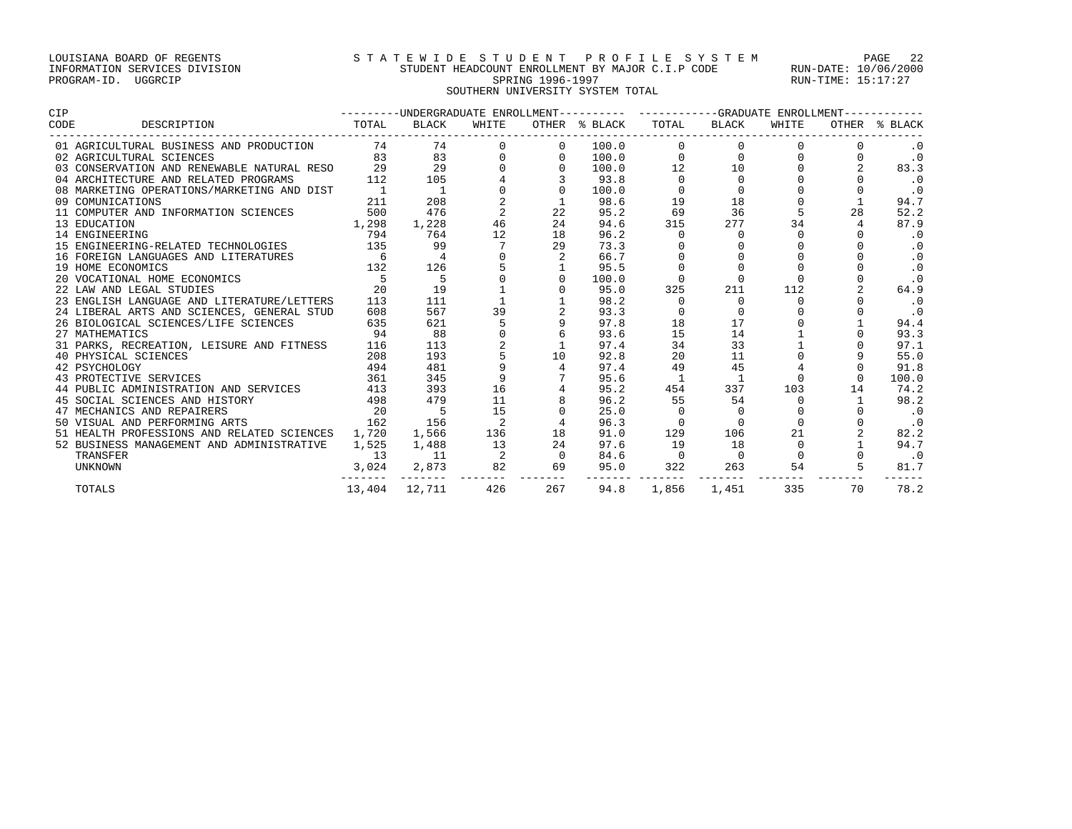LOUISIANA BOARD OF REGENTS
INFORMATION SERVICES DIVISION
PROGRAM-ID. UGGRCIP

STATEWIDE STUDENT PROFILE SYSTEM
STUDENT HEADCOUNT ENROLLMENT BY MAJOR C.I.P CODE
SPRING 1996-1997
SOUTHERN UNIVERSITY SYSTEM TOTAL

RUN-DATE: 10/06/2000
RUN-TIME: 15:17:27

| CIP CODE | DESCRIPTION | UNDERGRADUATE ENROLLMENT TOTAL | BLACK | WHITE | OTHER | % BLACK | GRADUATE ENROLLMENT TOTAL | BLACK | WHITE | OTHER | % BLACK |
|---|---|---|---|---|---|---|---|---|---|---|---|
| 01 | AGRICULTURAL BUSINESS AND PRODUCTION | 74 | 74 | 0 | 0 | 100.0 | 0 | 0 | 0 | 0 | .0 |
| 02 | AGRICULTURAL SCIENCES | 83 | 83 | 0 | 0 | 100.0 | 0 | 0 | 0 | 0 | .0 |
| 03 | CONSERVATION AND RENEWABLE NATURAL RESO | 29 | 29 | 0 | 0 | 100.0 | 12 | 10 | 0 | 2 | 83.3 |
| 04 | ARCHITECTURE AND RELATED PROGRAMS | 112 | 105 | 4 | 3 | 93.8 | 0 | 0 | 0 | 0 | .0 |
| 08 | MARKETING OPERATIONS/MARKETING AND DIST | 1 | 1 | 0 | 0 | 100.0 | 0 | 0 | 0 | 0 | .0 |
| 09 | COMUNICATIONS | 211 | 208 | 2 | 1 | 98.6 | 19 | 18 | 0 | 1 | 94.7 |
| 11 | COMPUTER AND INFORMATION SCIENCES | 500 | 476 | 2 | 22 | 95.2 | 69 | 36 | 5 | 28 | 52.2 |
| 13 | EDUCATION | 1,298 | 1,228 | 46 | 24 | 94.6 | 315 | 277 | 34 | 4 | 87.9 |
| 14 | ENGINEERING | 794 | 764 | 12 | 18 | 96.2 | 0 | 0 | 0 | 0 | .0 |
| 15 | ENGINEERING-RELATED TECHNOLOGIES | 135 | 99 | 7 | 29 | 73.3 | 0 | 0 | 0 | 0 | .0 |
| 16 | FOREIGN LANGUAGES AND LITERATURES | 6 | 4 | 0 | 2 | 66.7 | 0 | 0 | 0 | 0 | .0 |
| 19 | HOME ECONOMICS | 132 | 126 | 5 | 1 | 95.5 | 0 | 0 | 0 | 0 | .0 |
| 20 | VOCATIONAL HOME ECONOMICS | 5 | 5 | 0 | 0 | 100.0 | 0 | 0 | 0 | 0 | .0 |
| 22 | LAW AND LEGAL STUDIES | 20 | 19 | 1 | 0 | 95.0 | 325 | 211 | 112 | 2 | 64.9 |
| 23 | ENGLISH LANGUAGE AND LITERATURE/LETTERS | 113 | 111 | 1 | 1 | 98.2 | 0 | 0 | 0 | 0 | .0 |
| 24 | LIBERAL ARTS AND SCIENCES, GENERAL STUD | 608 | 567 | 39 | 2 | 93.3 | 0 | 0 | 0 | 0 | .0 |
| 26 | BIOLOGICAL SCIENCES/LIFE SCIENCES | 635 | 621 | 5 | 9 | 97.8 | 18 | 17 | 0 | 1 | 94.4 |
| 27 | MATHEMATICS | 94 | 88 | 0 | 6 | 93.6 | 15 | 14 | 1 | 0 | 93.3 |
| 31 | PARKS, RECREATION, LEISURE AND FITNESS | 116 | 113 | 2 | 1 | 97.4 | 34 | 33 | 1 | 0 | 97.1 |
| 40 | PHYSICAL SCIENCES | 208 | 193 | 5 | 10 | 92.8 | 20 | 11 | 0 | 9 | 55.0 |
| 42 | PSYCHOLOGY | 494 | 481 | 9 | 4 | 97.4 | 49 | 45 | 4 | 0 | 91.8 |
| 43 | PROTECTIVE SERVICES | 361 | 345 | 9 | 7 | 95.6 | 1 | 1 | 0 | 0 | 100.0 |
| 44 | PUBLIC ADMINISTRATION AND SERVICES | 413 | 393 | 16 | 4 | 95.2 | 454 | 337 | 103 | 14 | 74.2 |
| 45 | SOCIAL SCIENCES AND HISTORY | 498 | 479 | 11 | 8 | 96.2 | 55 | 54 | 0 | 1 | 98.2 |
| 47 | MECHANICS AND REPAIRERS | 20 | 5 | 15 | 0 | 25.0 | 0 | 0 | 0 | 0 | .0 |
| 50 | VISUAL AND PERFORMING ARTS | 162 | 156 | 2 | 4 | 96.3 | 0 | 0 | 0 | 0 | .0 |
| 51 | HEALTH PROFESSIONS AND RELATED SCIENCES | 1,720 | 1,566 | 136 | 18 | 91.0 | 129 | 106 | 21 | 2 | 82.2 |
| 52 | BUSINESS MANAGEMENT AND ADMINISTRATIVE | 1,525 | 1,488 | 13 | 24 | 97.6 | 19 | 18 | 0 | 1 | 94.7 |
| | TRANSFER | 13 | 11 | 2 | 0 | 84.6 | 0 | 0 | 0 | 0 | .0 |
| | UNKNOWN | 3,024 | 2,873 | 82 | 69 | 95.0 | 322 | 263 | 54 | 5 | 81.7 |
| | TOTALS | 13,404 | 12,711 | 426 | 267 | 94.8 | 1,856 | 1,451 | 335 | 70 | 78.2 |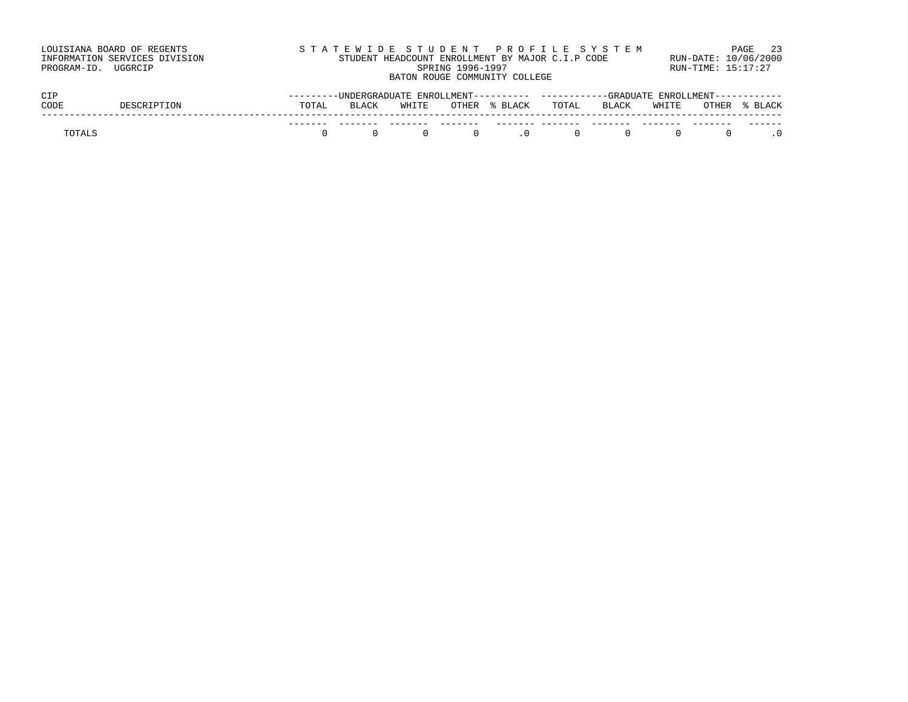LOUISIANA BOARD OF REGENTS
INFORMATION SERVICES DIVISION
PROGRAM-ID. UGGRCIP

STATEWIDE STUDENT PROFILE SYSTEM
STUDENT HEADCOUNT ENROLLMENT BY MAJOR C.I.P CODE
SPRING 1996-1997
BATON ROUGE COMMUNITY COLLEGE

RUN-DATE: 10/06/2000
RUN-TIME: 15:17:27

| CIP | | UNDERGRADUATE ENROLLMENT | | | | | GRADUATE ENROLLMENT | | | | |
|---|---|---|---|---|---|---|---|---|---|---|---|
| CODE | DESCRIPTION | TOTAL | BLACK | WHITE | OTHER | % BLACK | TOTAL | BLACK | WHITE | OTHER | % BLACK |
| TOTALS | | 0 | 0 | 0 | 0 | .0 | 0 | 0 | 0 | 0 | .0 |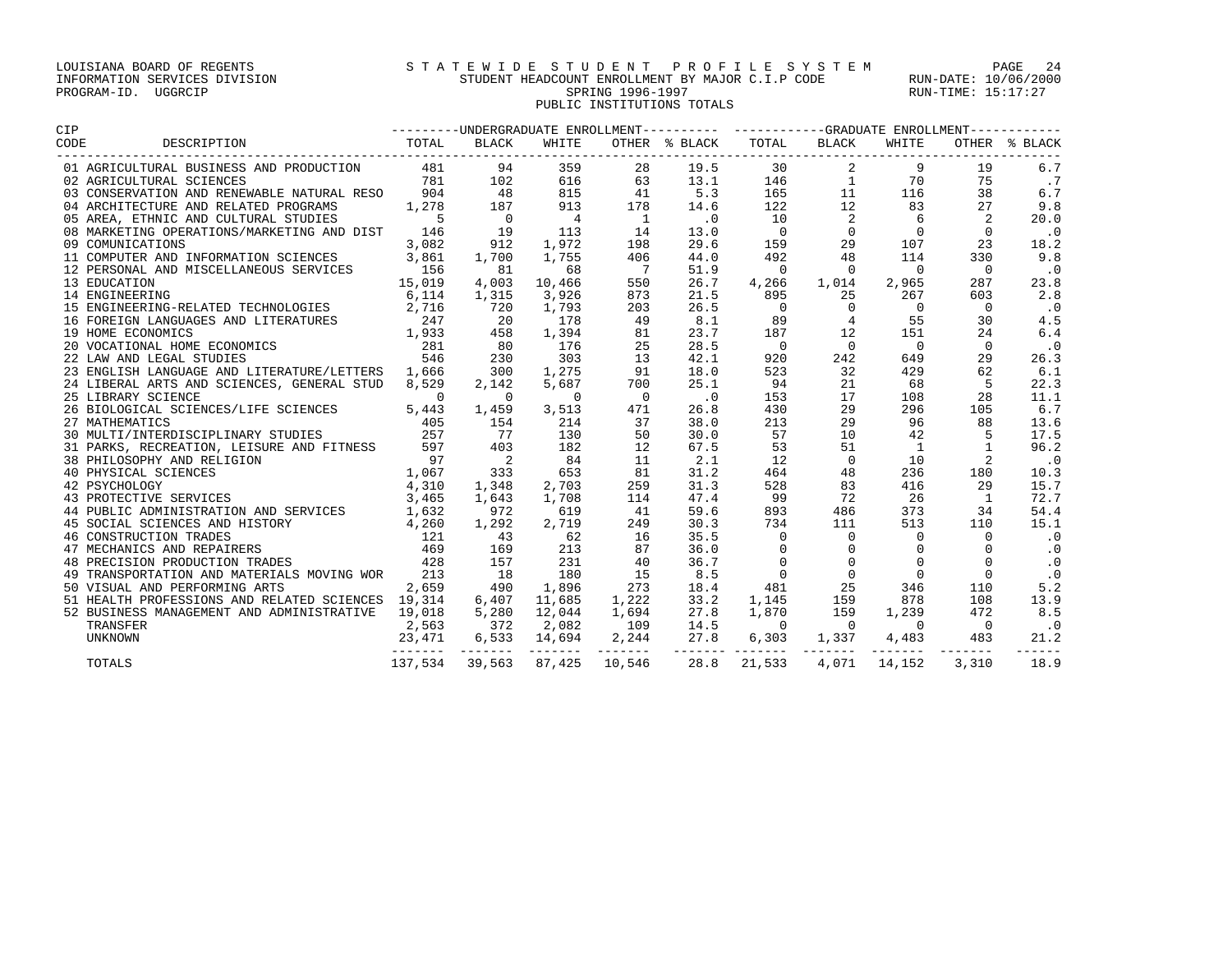LOUISIANA BOARD OF REGENTS
INFORMATION SERVICES DIVISION
PROGRAM-ID. UGGRCIP

STATEWIDE STUDENT PROFILE SYSTEM
STUDENT HEADCOUNT ENROLLMENT BY MAJOR C.I.P CODE
SPRING 1996-1997
PUBLIC INSTITUTIONS TOTALS

RUN-DATE: 10/06/2000
RUN-TIME: 15:17:27

| CIP CODE | DESCRIPTION | UNDERGRADUATE ENROLLMENT TOTAL | BLACK | WHITE | OTHER | % BLACK | GRADUATE ENROLLMENT TOTAL | BLACK | WHITE | OTHER | % BLACK |
|---|---|---|---|---|---|---|---|---|---|---|---|
| 01 | AGRICULTURAL BUSINESS AND PRODUCTION | 481 | 94 | 359 | 28 | 19.5 | 30 | 2 | 9 | 19 | 6.7 |
| 02 | AGRICULTURAL SCIENCES | 781 | 102 | 616 | 63 | 13.1 | 146 | 1 | 70 | 75 | .7 |
| 03 | CONSERVATION AND RENEWABLE NATURAL RESO | 904 | 48 | 815 | 41 | 5.3 | 165 | 11 | 116 | 38 | 6.7 |
| 04 | ARCHITECTURE AND RELATED PROGRAMS | 1,278 | 187 | 913 | 178 | 14.6 | 122 | 12 | 83 | 27 | 9.8 |
| 05 | AREA, ETHNIC AND CULTURAL STUDIES | 5 | 0 | 4 | 1 | .0 | 10 | 2 | 6 | 2 | 20.0 |
| 08 | MARKETING OPERATIONS/MARKETING AND DIST | 146 | 19 | 113 | 14 | 13.0 | 0 | 0 | 0 | 0 | .0 |
| 09 | COMUNICATIONS | 3,082 | 912 | 1,972 | 198 | 29.6 | 159 | 29 | 107 | 23 | 18.2 |
| 11 | COMPUTER AND INFORMATION SCIENCES | 3,861 | 1,700 | 1,755 | 406 | 44.0 | 492 | 48 | 114 | 330 | 9.8 |
| 12 | PERSONAL AND MISCELLANEOUS SERVICES | 156 | 81 | 68 | 7 | 51.9 | 0 | 0 | 0 | 0 | .0 |
| 13 | EDUCATION | 15,019 | 4,003 | 10,466 | 550 | 26.7 | 4,266 | 1,014 | 2,965 | 287 | 23.8 |
| 14 | ENGINEERING | 6,114 | 1,315 | 3,926 | 873 | 21.5 | 895 | 25 | 267 | 603 | 2.8 |
| 15 | ENGINEERING-RELATED TECHNOLOGIES | 2,716 | 720 | 1,793 | 203 | 26.5 | 0 | 0 | 0 | 0 | .0 |
| 16 | FOREIGN LANGUAGES AND LITERATURES | 247 | 20 | 178 | 49 | 8.1 | 89 | 4 | 55 | 30 | 4.5 |
| 19 | HOME ECONOMICS | 1,933 | 458 | 1,394 | 81 | 23.7 | 187 | 12 | 151 | 24 | 6.4 |
| 20 | VOCATIONAL HOME ECONOMICS | 281 | 80 | 176 | 25 | 28.5 | 0 | 0 | 0 | 0 | .0 |
| 22 | LAW AND LEGAL STUDIES | 546 | 230 | 303 | 13 | 42.1 | 920 | 242 | 649 | 29 | 26.3 |
| 23 | ENGLISH LANGUAGE AND LITERATURE/LETTERS | 1,666 | 300 | 1,275 | 91 | 18.0 | 523 | 32 | 429 | 62 | 6.1 |
| 24 | LIBERAL ARTS AND SCIENCES, GENERAL STUD | 8,529 | 2,142 | 5,687 | 700 | 25.1 | 94 | 21 | 68 | 5 | 22.3 |
| 25 | LIBRARY SCIENCE | 0 | 0 | 0 | 0 | .0 | 153 | 17 | 108 | 28 | 11.1 |
| 26 | BIOLOGICAL SCIENCES/LIFE SCIENCES | 5,443 | 1,459 | 3,513 | 471 | 26.8 | 430 | 29 | 296 | 105 | 6.7 |
| 27 | MATHEMATICS | 405 | 154 | 214 | 37 | 38.0 | 213 | 29 | 96 | 88 | 13.6 |
| 30 | MULTI/INTERDISCIPLINARY STUDIES | 257 | 77 | 130 | 50 | 30.0 | 57 | 10 | 42 | 5 | 17.5 |
| 31 | PARKS, RECREATION, LEISURE AND FITNESS | 597 | 403 | 182 | 12 | 67.5 | 53 | 51 | 1 | 1 | 96.2 |
| 38 | PHILOSOPHY AND RELIGION | 97 | 2 | 84 | 11 | 2.1 | 12 | 0 | 10 | 2 | .0 |
| 40 | PHYSICAL SCIENCES | 1,067 | 333 | 653 | 81 | 31.2 | 464 | 48 | 236 | 180 | 10.3 |
| 42 | PSYCHOLOGY | 4,310 | 1,348 | 2,703 | 259 | 31.3 | 528 | 83 | 416 | 29 | 15.7 |
| 43 | PROTECTIVE SERVICES | 3,465 | 1,643 | 1,708 | 114 | 47.4 | 99 | 72 | 26 | 1 | 72.7 |
| 44 | PUBLIC ADMINISTRATION AND SERVICES | 1,632 | 972 | 619 | 41 | 59.6 | 893 | 486 | 373 | 34 | 54.4 |
| 45 | SOCIAL SCIENCES AND HISTORY | 4,260 | 1,292 | 2,719 | 249 | 30.3 | 734 | 111 | 513 | 110 | 15.1 |
| 46 | CONSTRUCTION TRADES | 121 | 43 | 62 | 16 | 35.5 | 0 | 0 | 0 | 0 | .0 |
| 47 | MECHANICS AND REPAIRERS | 469 | 169 | 213 | 87 | 36.0 | 0 | 0 | 0 | 0 | .0 |
| 48 | PRECISION PRODUCTION TRADES | 428 | 157 | 231 | 40 | 36.7 | 0 | 0 | 0 | 0 | .0 |
| 49 | TRANSPORTATION AND MATERIALS MOVING WOR | 213 | 18 | 180 | 15 | 8.5 | 0 | 0 | 0 | 0 | .0 |
| 50 | VISUAL AND PERFORMING ARTS | 2,659 | 490 | 1,896 | 273 | 18.4 | 481 | 25 | 346 | 110 | 5.2 |
| 51 | HEALTH PROFESSIONS AND RELATED SCIENCES | 19,314 | 6,407 | 11,685 | 1,222 | 33.2 | 1,145 | 159 | 878 | 108 | 13.9 |
| 52 | BUSINESS MANAGEMENT AND ADMINISTRATIVE | 19,018 | 5,280 | 12,044 | 1,694 | 27.8 | 1,870 | 159 | 1,239 | 472 | 8.5 |
| | TRANSFER | 2,563 | 372 | 2,082 | 109 | 14.5 | 0 | 0 | 0 | 0 | .0 |
| | UNKNOWN | 23,471 | 6,533 | 14,694 | 2,244 | 27.8 | 6,303 | 1,337 | 4,483 | 483 | 21.2 |
| | TOTALS | 137,534 | 39,563 | 87,425 | 10,546 | 28.8 | 21,533 | 4,071 | 14,152 | 3,310 | 18.9 |